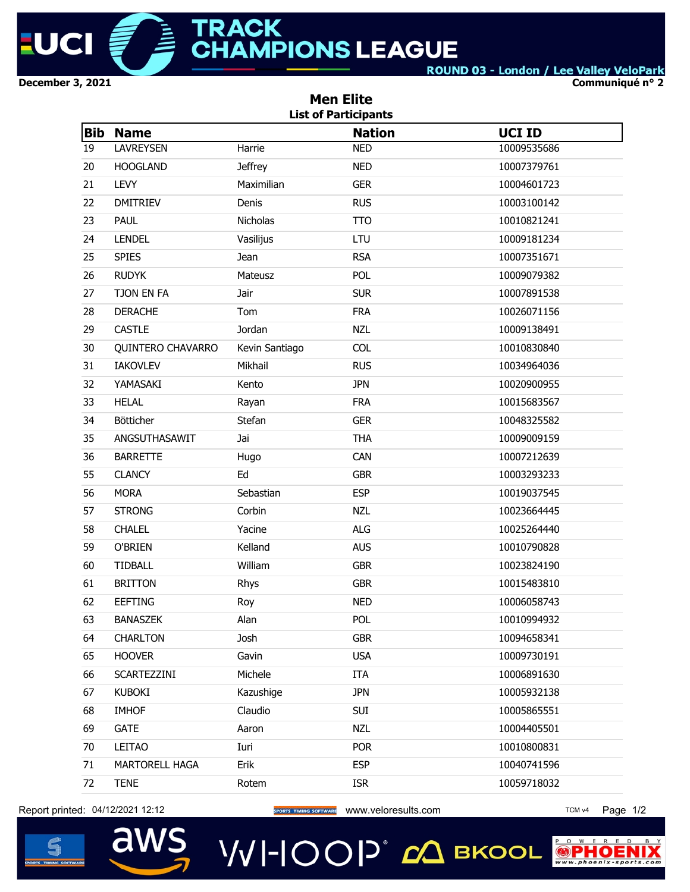# UCI TRACK CHAMPIONS LEAGUE

ROUND 03 - London / Lee Valley VeloPark

December 3, 2021

Communiqué n° 2

## Men Elite

### List of Participants

| Bib | Name | | Nation | UCI ID |
|---|---|---|---|---|
| 19 | LAVREYSEN | Harrie | NED | 10009535686 |
| 20 | HOOGLAND | Jeffrey | NED | 10007379761 |
| 21 | LEVY | Maximilian | GER | 10004601723 |
| 22 | DMITRIEV | Denis | RUS | 10003100142 |
| 23 | PAUL | Nicholas | TTO | 10010821241 |
| 24 | LENDEL | Vasilijus | LTU | 10009181234 |
| 25 | SPIES | Jean | RSA | 10007351671 |
| 26 | RUDYK | Mateusz | POL | 10009079382 |
| 27 | TJON EN FA | Jair | SUR | 10007891538 |
| 28 | DERACHE | Tom | FRA | 10026071156 |
| 29 | CASTLE | Jordan | NZL | 10009138491 |
| 30 | QUINTERO CHAVARRO | Kevin Santiago | COL | 10010830840 |
| 31 | IAKOVLEV | Mikhail | RUS | 10034964036 |
| 32 | YAMASAKI | Kento | JPN | 10020900955 |
| 33 | HELAL | Rayan | FRA | 10015683567 |
| 34 | Bötticher | Stefan | GER | 10048325582 |
| 35 | ANGSUTHASAWIT | Jai | THA | 10009009159 |
| 36 | BARRETTE | Hugo | CAN | 10007212639 |
| 55 | CLANCY | Ed | GBR | 10003293233 |
| 56 | MORA | Sebastian | ESP | 10019037545 |
| 57 | STRONG | Corbin | NZL | 10023664445 |
| 58 | CHALEL | Yacine | ALG | 10025264440 |
| 59 | O'BRIEN | Kelland | AUS | 10010790828 |
| 60 | TIDBALL | William | GBR | 10023824190 |
| 61 | BRITTON | Rhys | GBR | 10015483810 |
| 62 | EEFTING | Roy | NED | 10006058743 |
| 63 | BANASZEK | Alan | POL | 10010994932 |
| 64 | CHARLTON | Josh | GBR | 10094658341 |
| 65 | HOOVER | Gavin | USA | 10009730191 |
| 66 | SCARTEZZINI | Michele | ITA | 10006891630 |
| 67 | KUBOKI | Kazushige | JPN | 10005932138 |
| 68 | IMHOF | Claudio | SUI | 10005865551 |
| 69 | GATE | Aaron | NZL | 10004405501 |
| 70 | LEITAO | Iuri | POR | 10010800831 |
| 71 | MARTORELL HAGA | Erik | ESP | 10040741596 |
| 72 | TENE | Rotem | ISR | 10059718032 |

Report printed: 04/12/2021 12:12 www.veloresults.com TCM v4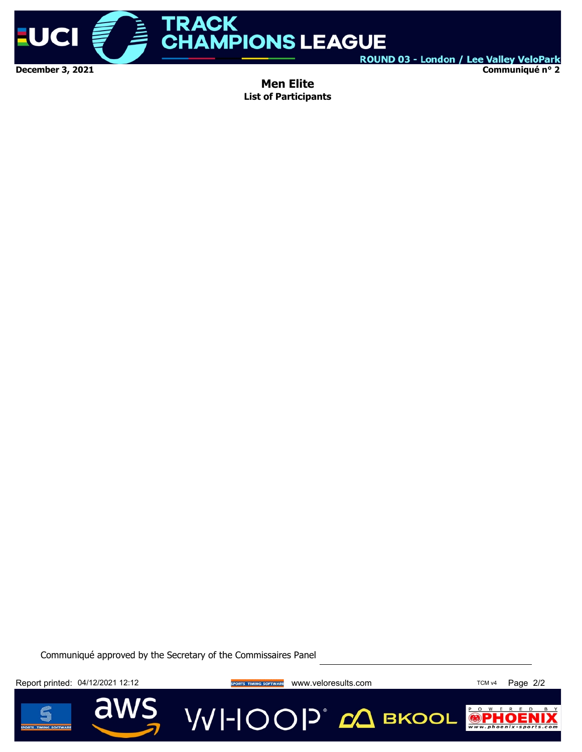# Men Elite

## List of Participants

Communiqué approved by the Secretary of the Commissaires Panel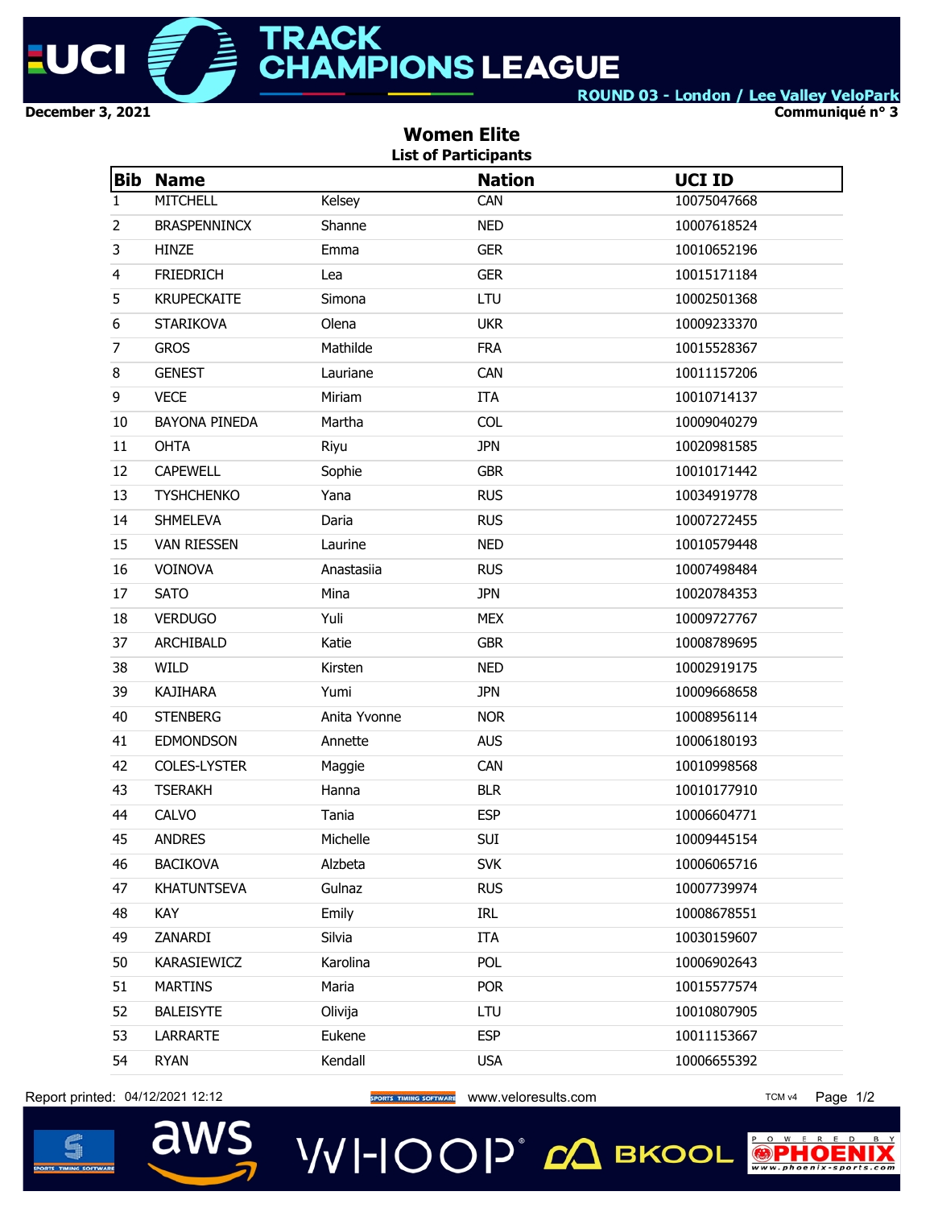# UCI TRACK CHAMPIONS LEAGUE

ROUND 03 - London / Lee Valley VeloPark

December 3, 2021

Communiqué n° 3

## Women Elite

### List of Participants

| Bib | Name | | Nation | UCI ID |
|---|---|---|---|---|
| 1 | MITCHELL | Kelsey | CAN | 10075047668 |
| 2 | BRASPENNINCX | Shanne | NED | 10007618524 |
| 3 | HINZE | Emma | GER | 10010652196 |
| 4 | FRIEDRICH | Lea | GER | 10015171184 |
| 5 | KRUPECKAITE | Simona | LTU | 10002501368 |
| 6 | STARIKOVA | Olena | UKR | 10009233370 |
| 7 | GROS | Mathilde | FRA | 10015528367 |
| 8 | GENEST | Lauriane | CAN | 10011157206 |
| 9 | VECE | Miriam | ITA | 10010714137 |
| 10 | BAYONA PINEDA | Martha | COL | 10009040279 |
| 11 | OHTA | Riyu | JPN | 10020981585 |
| 12 | CAPEWELL | Sophie | GBR | 10010171442 |
| 13 | TYSHCHENKO | Yana | RUS | 10034919778 |
| 14 | SHMELEVA | Daria | RUS | 10007272455 |
| 15 | VAN RIESSEN | Laurine | NED | 10010579448 |
| 16 | VOINOVA | Anastasiia | RUS | 10007498484 |
| 17 | SATO | Mina | JPN | 10020784353 |
| 18 | VERDUGO | Yuli | MEX | 10009727767 |
| 37 | ARCHIBALD | Katie | GBR | 10008789695 |
| 38 | WILD | Kirsten | NED | 10002919175 |
| 39 | KAJIHARA | Yumi | JPN | 10009668658 |
| 40 | STENBERG | Anita Yvonne | NOR | 10008956114 |
| 41 | EDMONDSON | Annette | AUS | 10006180193 |
| 42 | COLES-LYSTER | Maggie | CAN | 10010998568 |
| 43 | TSERAKH | Hanna | BLR | 10010177910 |
| 44 | CALVO | Tania | ESP | 10006604771 |
| 45 | ANDRES | Michelle | SUI | 10009445154 |
| 46 | BACIKOVA | Alzbeta | SVK | 10006065716 |
| 47 | KHATUNTSEVA | Gulnaz | RUS | 10007739974 |
| 48 | KAY | Emily | IRL | 10008678551 |
| 49 | ZANARDI | Silvia | ITA | 10030159607 |
| 50 | KARASIEWICZ | Karolina | POL | 10006902643 |
| 51 | MARTINS | Maria | POR | 10015577574 |
| 52 | BALEISYTE | Olivija | LTU | 10010807905 |
| 53 | LARRARTE | Eukene | ESP | 10011153667 |
| 54 | RYAN | Kendall | USA | 10006655392 |

Report printed: 04/12/2021 12:12 www.veloresults.com TCM v4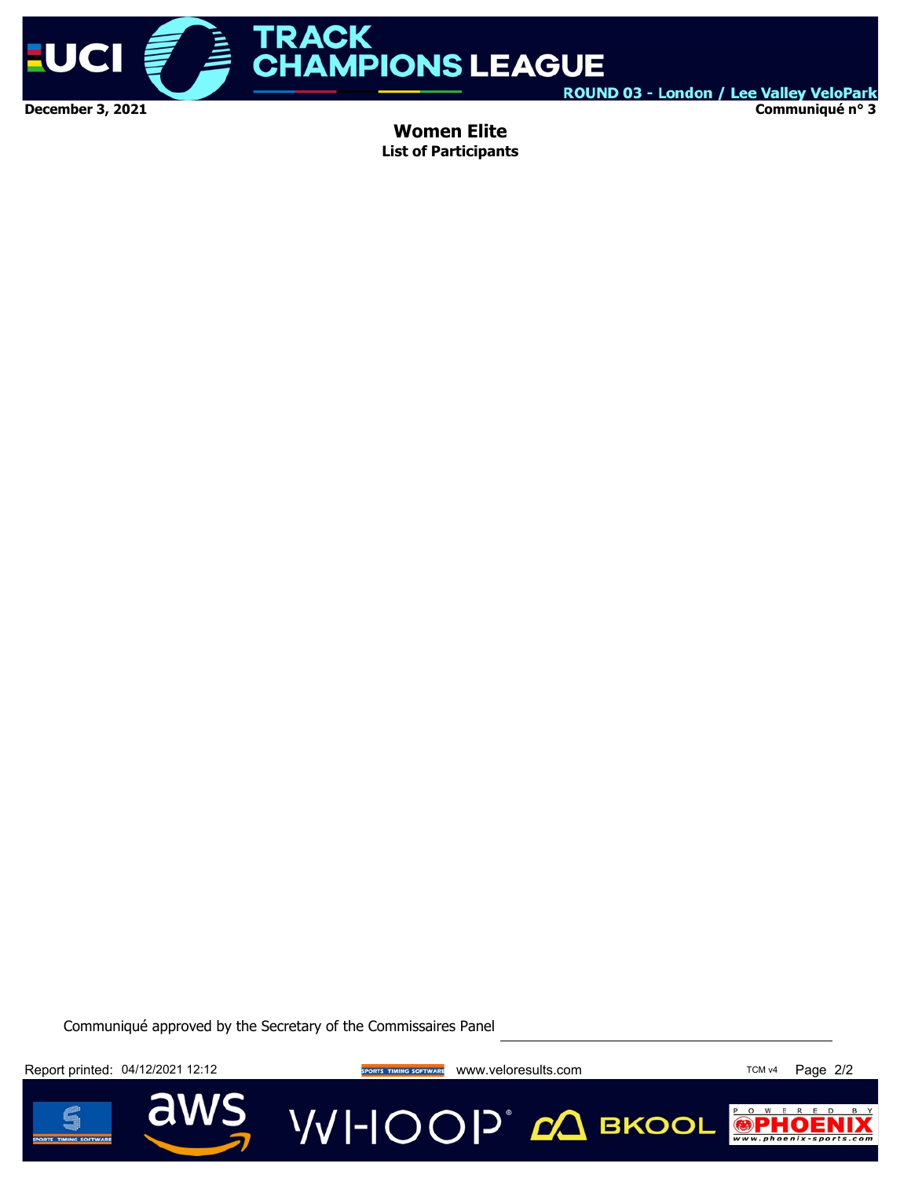**Women Elite**

**List of Participants**

Communiqué approved by the Secretary of the Commissaires Panel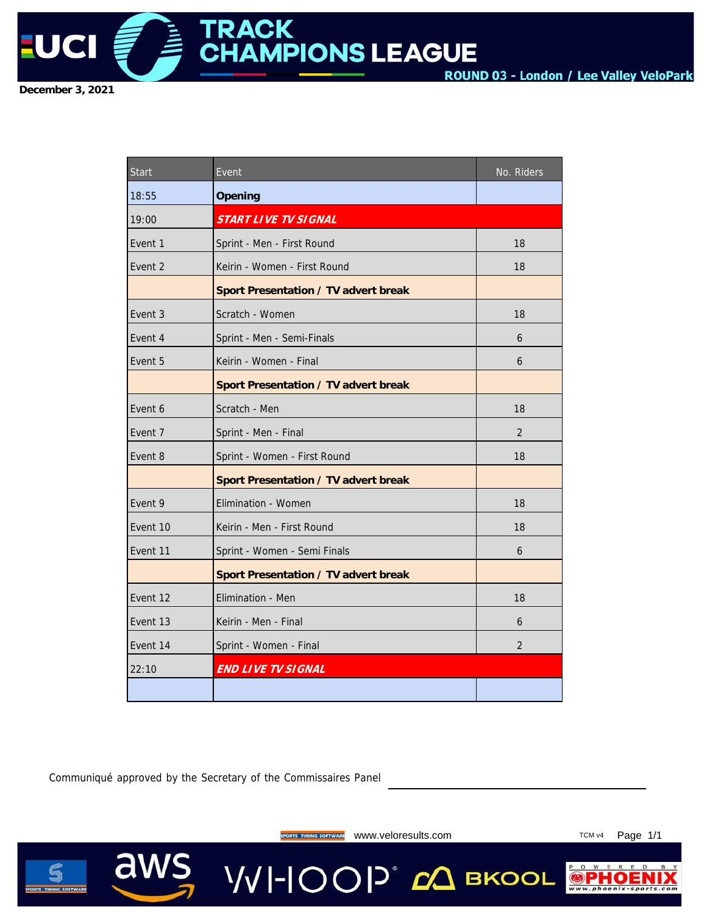# UCI TRACK CHAMPIONS LEAGUE

**ROUND 03 - London / Lee Valley VeloPark**

**December 3, 2021**

| Start | Event | No. Riders |
|---|---|---|
| 18:55 | **Opening** | |
| 19:00 | ***START LIVE TV SIGNAL*** | |
| Event 1 | Sprint - Men - First Round | 18 |
| Event 2 | Keirin - Women - First Round | 18 |
| | **Sport Presentation / TV advert break** | |
| Event 3 | Scratch - Women | 18 |
| Event 4 | Sprint - Men - Semi-Finals | 6 |
| Event 5 | Keirin - Women - Final | 6 |
| | **Sport Presentation / TV advert break** | |
| Event 6 | Scratch - Men | 18 |
| Event 7 | Sprint - Men - Final | 2 |
| Event 8 | Sprint - Women - First Round | 18 |
| | **Sport Presentation / TV advert break** | |
| Event 9 | Elimination - Women | 18 |
| Event 10 | Keirin - Men - First Round | 18 |
| Event 11 | Sprint - Women - Semi Finals | 6 |
| | **Sport Presentation / TV advert break** | |
| Event 12 | Elimination - Men | 18 |
| Event 13 | Keirin - Men - Final | 6 |
| Event 14 | Sprint - Women - Final | 2 |
| 22:10 | ***END LIVE TV SIGNAL*** | |
| | | |

Communiqué approved by the Secretary of the Commissaires Panel \_\_\_\_\_\_\_\_\_\_\_\_\_\_\_\_\_\_\_\_\_\_\_\_\_\_\_\_

www.veloresults.com

TCM v4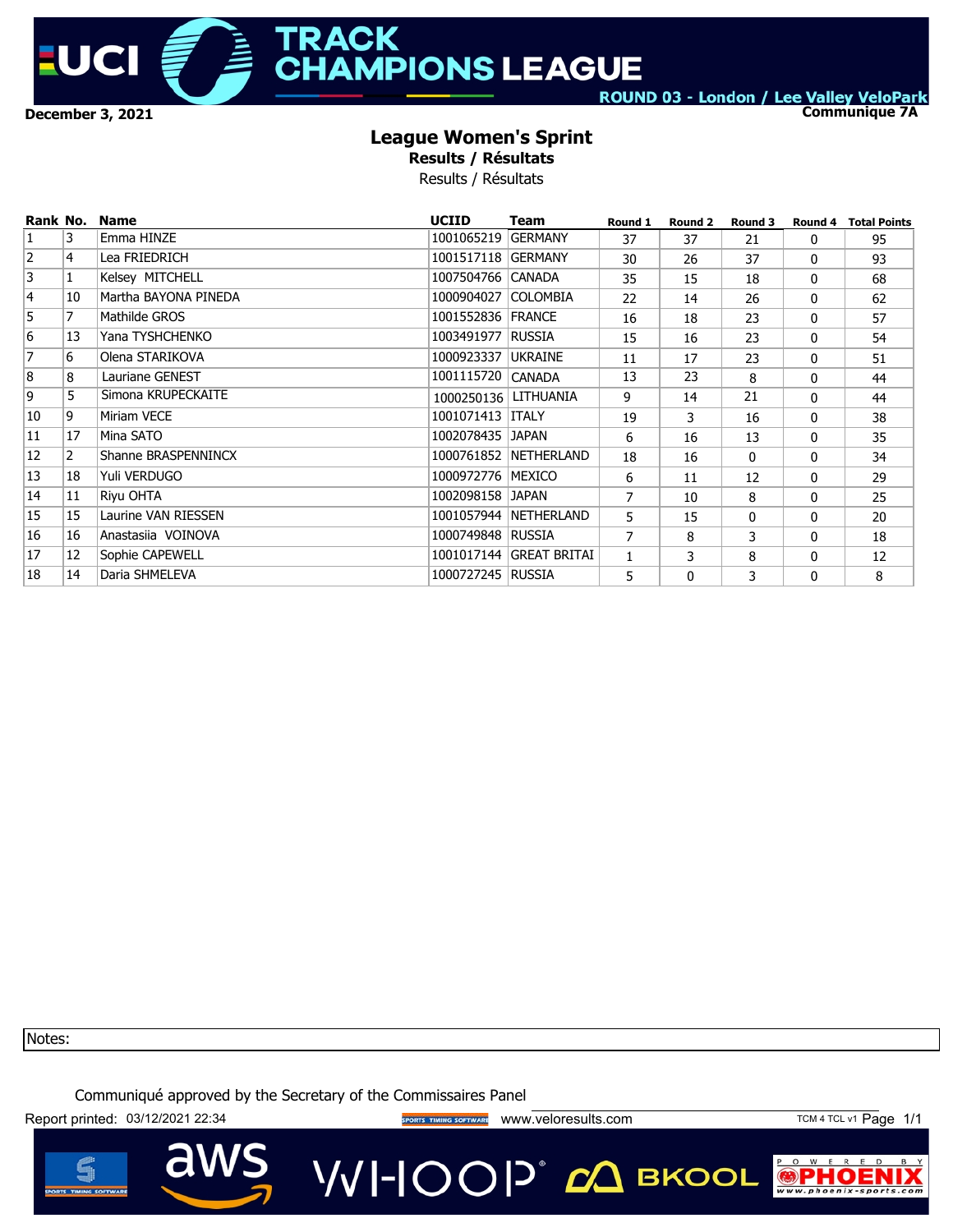ROUND 03 - London / Lee Valley VeloPark

December 3, 2021

Communique 7A

# League Women's Sprint

**Results / Résultats**

Results / Résultats

| Rank | No. | Name | UCIID | Team | Round 1 | Round 2 | Round 3 | Round 4 | Total Points |
|---|---|---|---|---|---|---|---|---|---|
| 1 | 3 | Emma HINZE | 1001065219 | GERMANY | 37 | 37 | 21 | 0 | 95 |
| 2 | 4 | Lea FRIEDRICH | 1001517118 | GERMANY | 30 | 26 | 37 | 0 | 93 |
| 3 | 1 | Kelsey MITCHELL | 1007504766 | CANADA | 35 | 15 | 18 | 0 | 68 |
| 4 | 10 | Martha BAYONA PINEDA | 1000904027 | COLOMBIA | 22 | 14 | 26 | 0 | 62 |
| 5 | 7 | Mathilde GROS | 1001552836 | FRANCE | 16 | 18 | 23 | 0 | 57 |
| 6 | 13 | Yana TYSHCHENKO | 1003491977 | RUSSIA | 15 | 16 | 23 | 0 | 54 |
| 7 | 6 | Olena STARIKOVA | 1000923337 | UKRAINE | 11 | 17 | 23 | 0 | 51 |
| 8 | 8 | Lauriane GENEST | 1001115720 | CANADA | 13 | 23 | 8 | 0 | 44 |
| 9 | 5 | Simona KRUPECKAITE | 1000250136 | LITHUANIA | 9 | 14 | 21 | 0 | 44 |
| 10 | 9 | Miriam VECE | 1001071413 | ITALY | 19 | 3 | 16 | 0 | 38 |
| 11 | 17 | Mina SATO | 1002078435 | JAPAN | 6 | 16 | 13 | 0 | 35 |
| 12 | 2 | Shanne BRASPENNINCX | 1000761852 | NETHERLAND | 18 | 16 | 0 | 0 | 34 |
| 13 | 18 | Yuli VERDUGO | 1000972776 | MEXICO | 6 | 11 | 12 | 0 | 29 |
| 14 | 11 | Riyu OHTA | 1002098158 | JAPAN | 7 | 10 | 8 | 0 | 25 |
| 15 | 15 | Laurine VAN RIESSEN | 1001057944 | NETHERLAND | 5 | 15 | 0 | 0 | 20 |
| 16 | 16 | Anastasiia VOINOVA | 1000749848 | RUSSIA | 7 | 8 | 3 | 0 | 18 |
| 17 | 12 | Sophie CAPEWELL | 1001017144 | GREAT BRITAI | 1 | 3 | 8 | 0 | 12 |
| 18 | 14 | Daria SHMELEVA | 1000727245 | RUSSIA | 5 | 0 | 3 | 0 | 8 |

Notes:

Communiqué approved by the Secretary of the Commissaires Panel

Report printed: 03/12/2021 22:34 www.veloresults.com TCM 4 TCL v1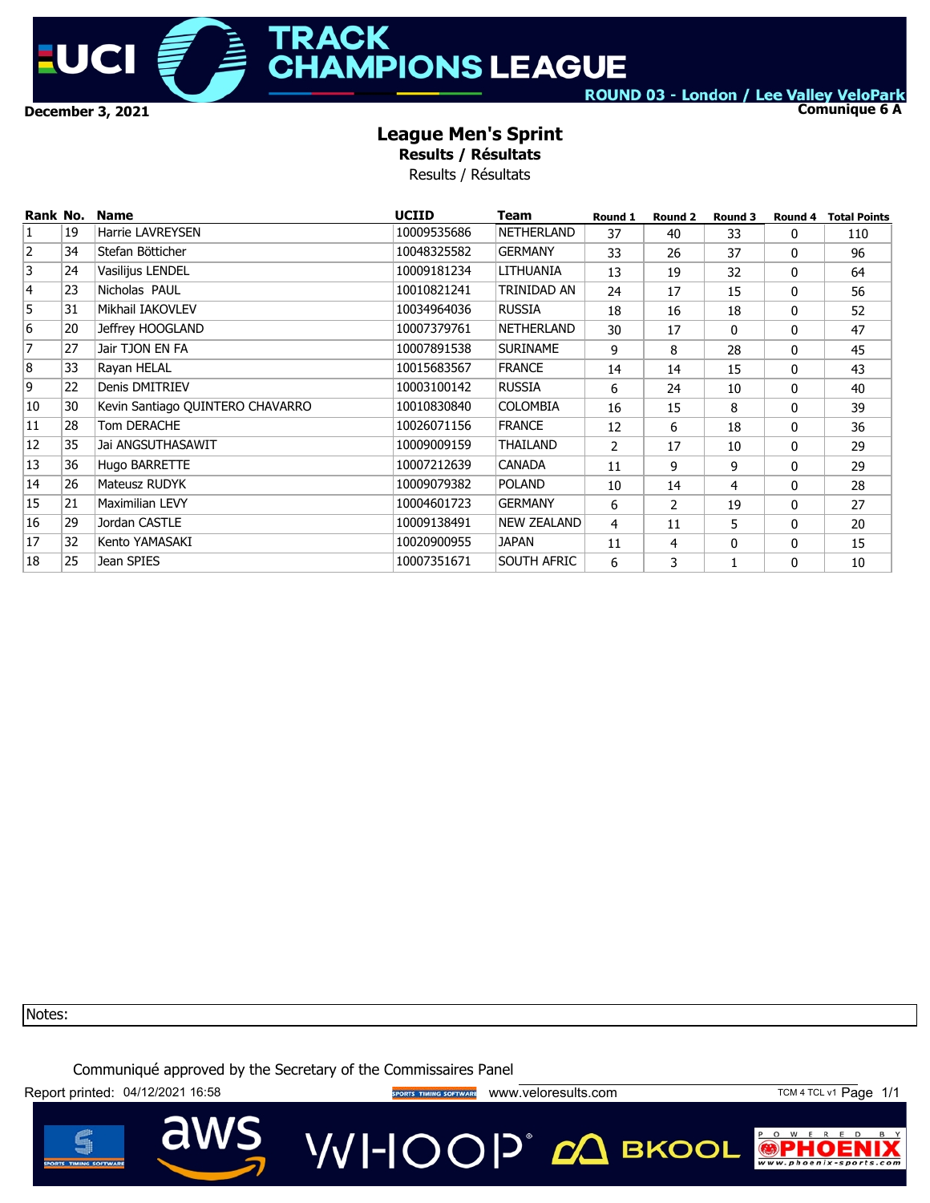**ROUND 03 - London / Lee Valley VeloPark**

**December 3, 2021**

**Comunique 6 A**

# League Men's Sprint

## Results / Résultats

Results / Résultats

| Rank | No. | Name | UCIID | Team | Round 1 | Round 2 | Round 3 | Round 4 | Total Points |
|---|---|---|---|---|---|---|---|---|---|
| 1 | 19 | Harrie LAVREYSEN | 10009535686 | NETHERLAND | 37 | 40 | 33 | 0 | 110 |
| 2 | 34 | Stefan Bötticher | 10048325582 | GERMANY | 33 | 26 | 37 | 0 | 96 |
| 3 | 24 | Vasilijus LENDEL | 10009181234 | LITHUANIA | 13 | 19 | 32 | 0 | 64 |
| 4 | 23 | Nicholas PAUL | 10010821241 | TRINIDAD AN | 24 | 17 | 15 | 0 | 56 |
| 5 | 31 | Mikhail IAKOVLEV | 10034964036 | RUSSIA | 18 | 16 | 18 | 0 | 52 |
| 6 | 20 | Jeffrey HOOGLAND | 10007379761 | NETHERLAND | 30 | 17 | 0 | 0 | 47 |
| 7 | 27 | Jair TJON EN FA | 10007891538 | SURINAME | 9 | 8 | 28 | 0 | 45 |
| 8 | 33 | Rayan HELAL | 10015683567 | FRANCE | 14 | 14 | 15 | 0 | 43 |
| 9 | 22 | Denis DMITRIEV | 10003100142 | RUSSIA | 6 | 24 | 10 | 0 | 40 |
| 10 | 30 | Kevin Santiago QUINTERO CHAVARRO | 10010830840 | COLOMBIA | 16 | 15 | 8 | 0 | 39 |
| 11 | 28 | Tom DERACHE | 10026071156 | FRANCE | 12 | 6 | 18 | 0 | 36 |
| 12 | 35 | Jai ANGSUTHASAWIT | 10009009159 | THAILAND | 2 | 17 | 10 | 0 | 29 |
| 13 | 36 | Hugo BARRETTE | 10007212639 | CANADA | 11 | 9 | 9 | 0 | 29 |
| 14 | 26 | Mateusz RUDYK | 10009079382 | POLAND | 10 | 14 | 4 | 0 | 28 |
| 15 | 21 | Maximilian LEVY | 10004601723 | GERMANY | 6 | 2 | 19 | 0 | 27 |
| 16 | 29 | Jordan CASTLE | 10009138491 | NEW ZEALAND | 4 | 11 | 5 | 0 | 20 |
| 17 | 32 | Kento YAMASAKI | 10020900955 | JAPAN | 11 | 4 | 0 | 0 | 15 |
| 18 | 25 | Jean SPIES | 10007351671 | SOUTH AFRIC | 6 | 3 | 1 | 0 | 10 |

Notes:

Communiqué approved by the Secretary of the Commissaires Panel

Report printed: 04/12/2021 16:58

www.veloresults.com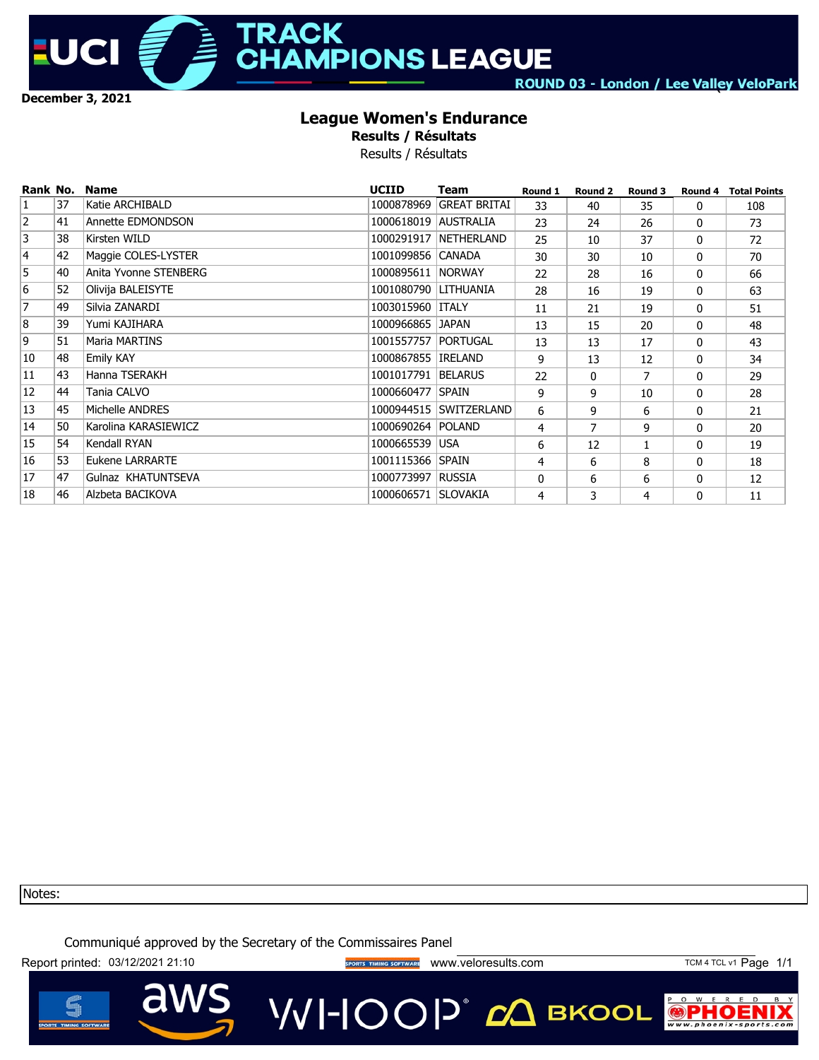TRACK CHAMPIONS LEAGUE

ROUND 03 - London / Lee Valley VeloPark

December 3, 2021

# League Women's Endurance

## Results / Résultats

Results / Résultats

| Rank | No. | Name | UCIID | Team | Round 1 | Round 2 | Round 3 | Round 4 | Total Points |
|---|---|---|---|---|---|---|---|---|---|
| 1 | 37 | Katie ARCHIBALD | 1000878969 | GREAT BRITAI | 33 | 40 | 35 | 0 | 108 |
| 2 | 41 | Annette EDMONDSON | 1000618019 | AUSTRALIA | 23 | 24 | 26 | 0 | 73 |
| 3 | 38 | Kirsten WILD | 1000291917 | NETHERLAND | 25 | 10 | 37 | 0 | 72 |
| 4 | 42 | Maggie COLES-LYSTER | 1001099856 | CANADA | 30 | 30 | 10 | 0 | 70 |
| 5 | 40 | Anita Yvonne STENBERG | 1000895611 | NORWAY | 22 | 28 | 16 | 0 | 66 |
| 6 | 52 | Olivija BALEISYTE | 1001080790 | LITHUANIA | 28 | 16 | 19 | 0 | 63 |
| 7 | 49 | Silvia ZANARDI | 1003015960 | ITALY | 11 | 21 | 19 | 0 | 51 |
| 8 | 39 | Yumi KAJIHARA | 1000966865 | JAPAN | 13 | 15 | 20 | 0 | 48 |
| 9 | 51 | Maria MARTINS | 1001557757 | PORTUGAL | 13 | 13 | 17 | 0 | 43 |
| 10 | 48 | Emily KAY | 1000867855 | IRELAND | 9 | 13 | 12 | 0 | 34 |
| 11 | 43 | Hanna TSERAKH | 1001017791 | BELARUS | 22 | 0 | 7 | 0 | 29 |
| 12 | 44 | Tania CALVO | 1000660477 | SPAIN | 9 | 9 | 10 | 0 | 28 |
| 13 | 45 | Michelle ANDRES | 1000944515 | SWITZERLAND | 6 | 9 | 6 | 0 | 21 |
| 14 | 50 | Karolina KARASIEWICZ | 1000690264 | POLAND | 4 | 7 | 9 | 0 | 20 |
| 15 | 54 | Kendall RYAN | 1000665539 | USA | 6 | 12 | 1 | 0 | 19 |
| 16 | 53 | Eukene LARRARTE | 1001115366 | SPAIN | 4 | 6 | 8 | 0 | 18 |
| 17 | 47 | Gulnaz KHATUNTSEVA | 1000773997 | RUSSIA | 0 | 6 | 6 | 0 | 12 |
| 18 | 46 | Alzbeta BACIKOVA | 1000606571 | SLOVAKIA | 4 | 3 | 4 | 0 | 11 |

Notes:

Communiqué approved by the Secretary of the Commissaires Panel

Report printed: 03/12/2021 21:10 www.veloresults.com TCM 4 TCL v1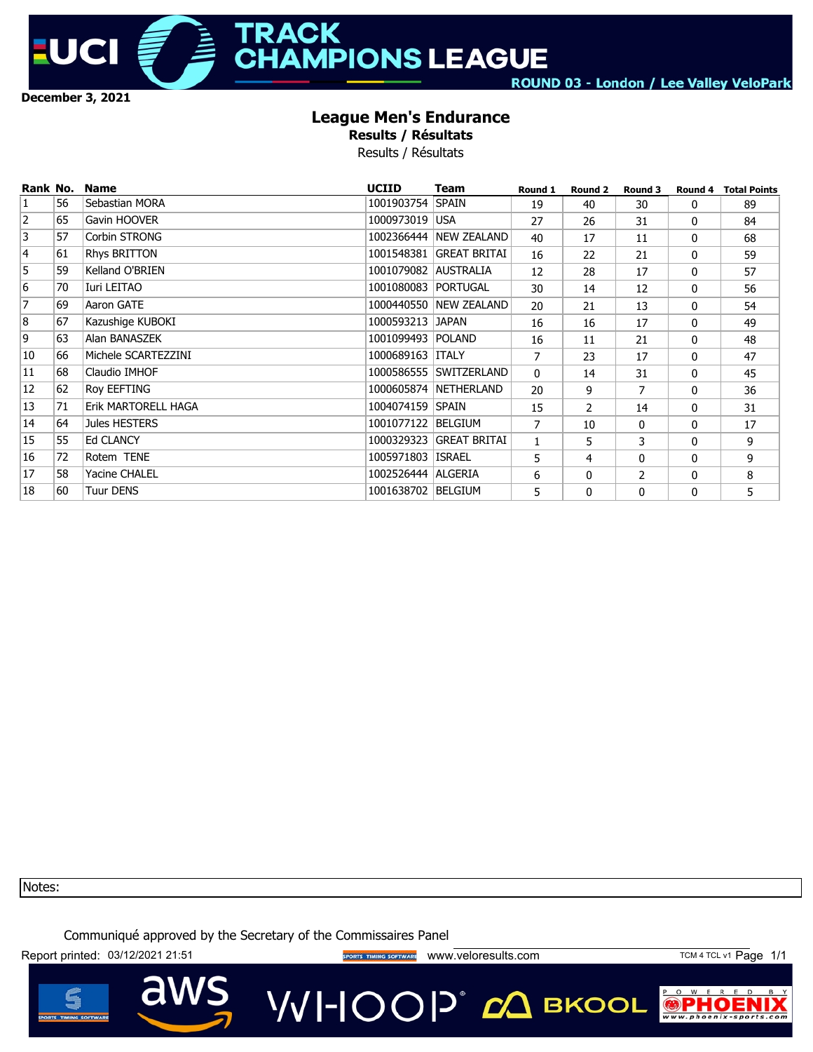UCI TRACK CHAMPIONS LEAGUE

ROUND 03 - London / Lee Valley VeloPark

December 3, 2021

# League Men's Endurance

**Results / Résultats**

Results / Résultats

| Rank | No. | Name | UCIID | Team | Round 1 | Round 2 | Round 3 | Round 4 | Total Points |
|---|---|---|---|---|---|---|---|---|---|
| 1 | 56 | Sebastian MORA | 1001903754 | SPAIN | 19 | 40 | 30 | 0 | 89 |
| 2 | 65 | Gavin HOOVER | 1000973019 | USA | 27 | 26 | 31 | 0 | 84 |
| 3 | 57 | Corbin STRONG | 1002366444 | NEW ZEALAND | 40 | 17 | 11 | 0 | 68 |
| 4 | 61 | Rhys BRITTON | 1001548381 | GREAT BRITAI | 16 | 22 | 21 | 0 | 59 |
| 5 | 59 | Kelland O'BRIEN | 1001079082 | AUSTRALIA | 12 | 28 | 17 | 0 | 57 |
| 6 | 70 | Iuri LEITAO | 1001080083 | PORTUGAL | 30 | 14 | 12 | 0 | 56 |
| 7 | 69 | Aaron GATE | 1000440550 | NEW ZEALAND | 20 | 21 | 13 | 0 | 54 |
| 8 | 67 | Kazushige KUBOKI | 1000593213 | JAPAN | 16 | 16 | 17 | 0 | 49 |
| 9 | 63 | Alan BANASZEK | 1001099493 | POLAND | 16 | 11 | 21 | 0 | 48 |
| 10 | 66 | Michele SCARTEZZINI | 1000689163 | ITALY | 7 | 23 | 17 | 0 | 47 |
| 11 | 68 | Claudio IMHOF | 1000586555 | SWITZERLAND | 0 | 14 | 31 | 0 | 45 |
| 12 | 62 | Roy EEFTING | 1000605874 | NETHERLAND | 20 | 9 | 7 | 0 | 36 |
| 13 | 71 | Erik MARTORELL HAGA | 1004074159 | SPAIN | 15 | 2 | 14 | 0 | 31 |
| 14 | 64 | Jules HESTERS | 1001077122 | BELGIUM | 7 | 10 | 0 | 0 | 17 |
| 15 | 55 | Ed CLANCY | 1000329323 | GREAT BRITAI | 1 | 5 | 3 | 0 | 9 |
| 16 | 72 | Rotem TENE | 1005971803 | ISRAEL | 5 | 4 | 0 | 0 | 9 |
| 17 | 58 | Yacine CHALEL | 1002526444 | ALGERIA | 6 | 0 | 2 | 0 | 8 |
| 18 | 60 | Tuur DENS | 1001638702 | BELGIUM | 5 | 0 | 0 | 0 | 5 |

Notes:

Communiqué approved by the Secretary of the Commissaires Panel

Report printed: 03/12/2021 21:51 www.veloresults.com TCM 4 TCL v1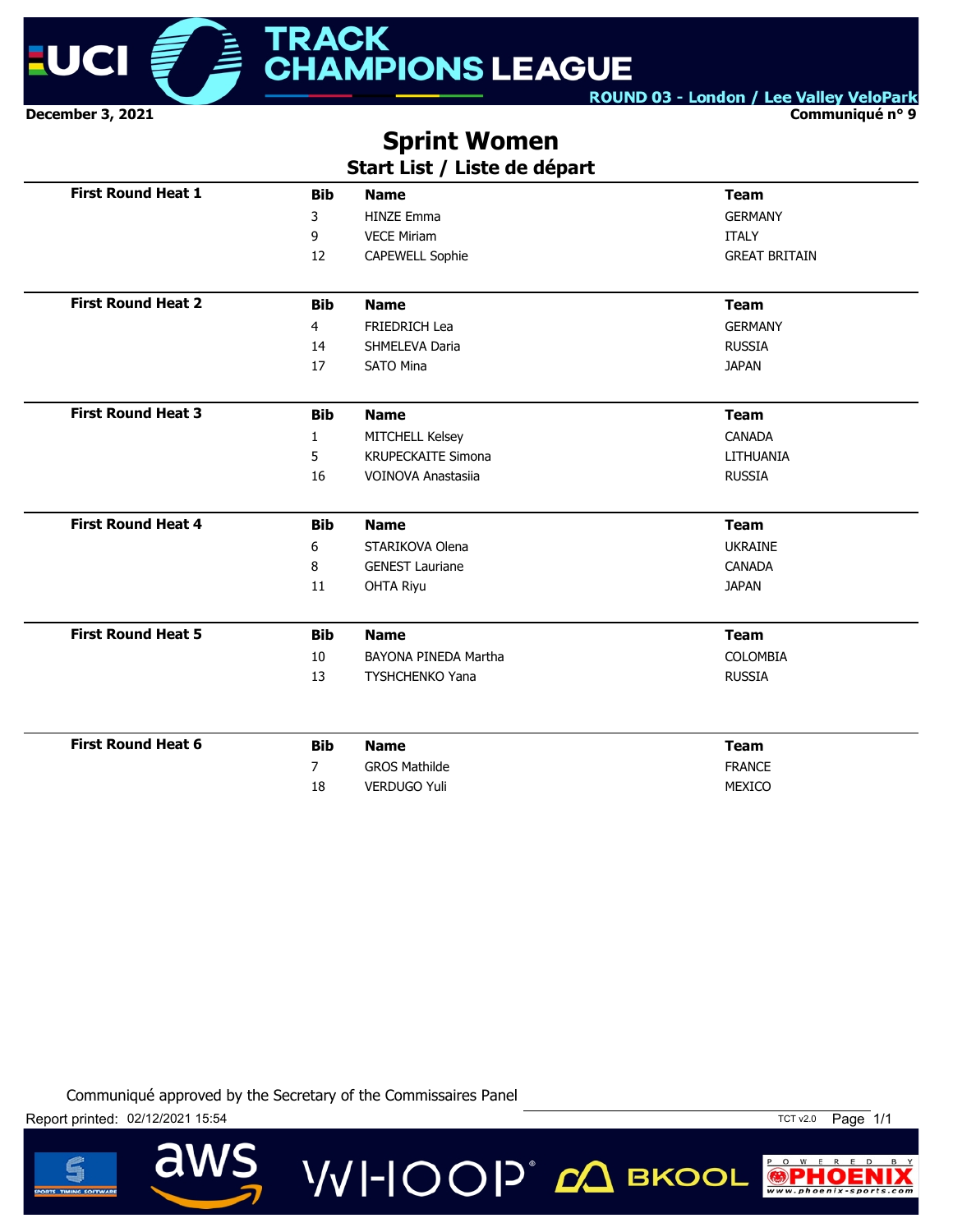December 3, 2021

ROUND 03 - London / Lee Valley VeloPark

Communiqué n° 9

# Sprint Women

## Start List / Liste de départ

| First Round Heat 1 | Bib | Name | Team |
|---|---|---|---|
| | 3 | HINZE Emma | GERMANY |
| | 9 | VECE Miriam | ITALY |
| | 12 | CAPEWELL Sophie | GREAT BRITAIN |

| First Round Heat 2 | Bib | Name | Team |
|---|---|---|---|
| | 4 | FRIEDRICH Lea | GERMANY |
| | 14 | SHMELEVA Daria | RUSSIA |
| | 17 | SATO Mina | JAPAN |

| First Round Heat 3 | Bib | Name | Team |
|---|---|---|---|
| | 1 | MITCHELL Kelsey | CANADA |
| | 5 | KRUPECKAITE Simona | LITHUANIA |
| | 16 | VOINOVA Anastasiia | RUSSIA |

| First Round Heat 4 | Bib | Name | Team |
|---|---|---|---|
| | 6 | STARIKOVA Olena | UKRAINE |
| | 8 | GENEST Lauriane | CANADA |
| | 11 | OHTA Riyu | JAPAN |

| First Round Heat 5 | Bib | Name | Team |
|---|---|---|---|
| | 10 | BAYONA PINEDA Martha | COLOMBIA |
| | 13 | TYSHCHENKO Yana | RUSSIA |

| First Round Heat 6 | Bib | Name | Team |
|---|---|---|---|
| | 7 | GROS Mathilde | FRANCE |
| | 18 | VERDUGO Yuli | MEXICO |

Communiqué approved by the Secretary of the Commissaires Panel

Report printed: 02/12/2021 15:54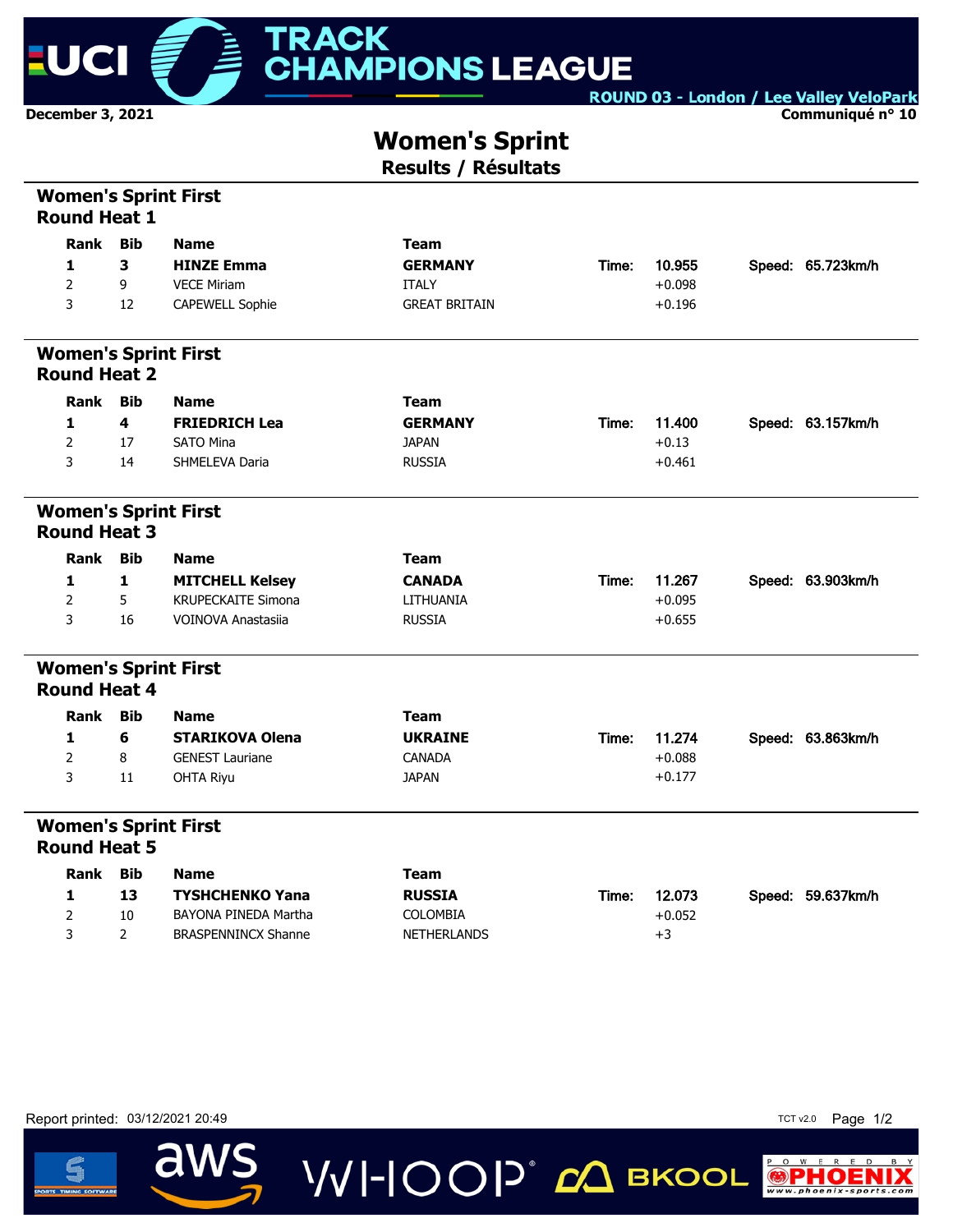December 3, 2021

ROUND 03 - London / Lee Valley VeloPark

Communiqué n° 10

# Women's Sprint

## Results / Résultats

### Women's Sprint First Round Heat 1

| Rank | Bib | Name | Team | | | | |
|---|---|---|---|---|---|---|---|
| **1** | **3** | **HINZE Emma** | **GERMANY** | Time: | 10.955 | Speed: | 65.723km/h |
| 2 | 9 | VECE Miriam | ITALY | | +0.098 | | |
| 3 | 12 | CAPEWELL Sophie | GREAT BRITAIN | | +0.196 | | |

### Women's Sprint First Round Heat 2

| Rank | Bib | Name | Team | | | | |
|---|---|---|---|---|---|---|---|
| **1** | **4** | **FRIEDRICH Lea** | **GERMANY** | Time: | 11.400 | Speed: | 63.157km/h |
| 2 | 17 | SATO Mina | JAPAN | | +0.13 | | |
| 3 | 14 | SHMELEVA Daria | RUSSIA | | +0.461 | | |

### Women's Sprint First Round Heat 3

| Rank | Bib | Name | Team | | | | |
|---|---|---|---|---|---|---|---|
| **1** | **1** | **MITCHELL Kelsey** | **CANADA** | Time: | 11.267 | Speed: | 63.903km/h |
| 2 | 5 | KRUPECKAITE Simona | LITHUANIA | | +0.095 | | |
| 3 | 16 | VOINOVA Anastasiia | RUSSIA | | +0.655 | | |

### Women's Sprint First Round Heat 4

| Rank | Bib | Name | Team | | | | |
|---|---|---|---|---|---|---|---|
| **1** | **6** | **STARIKOVA Olena** | **UKRAINE** | Time: | 11.274 | Speed: | 63.863km/h |
| 2 | 8 | GENEST Lauriane | CANADA | | +0.088 | | |
| 3 | 11 | OHTA Riyu | JAPAN | | +0.177 | | |

### Women's Sprint First Round Heat 5

| Rank | Bib | Name | Team | | | | |
|---|---|---|---|---|---|---|---|
| **1** | **13** | **TYSHCHENKO Yana** | **RUSSIA** | Time: | 12.073 | Speed: | 59.637km/h |
| 2 | 10 | BAYONA PINEDA Martha | COLOMBIA | | +0.052 | | |
| 3 | 2 | BRASPENNINCX Shanne | NETHERLANDS | | +3 | | |

Report printed: 03/12/2021 20:49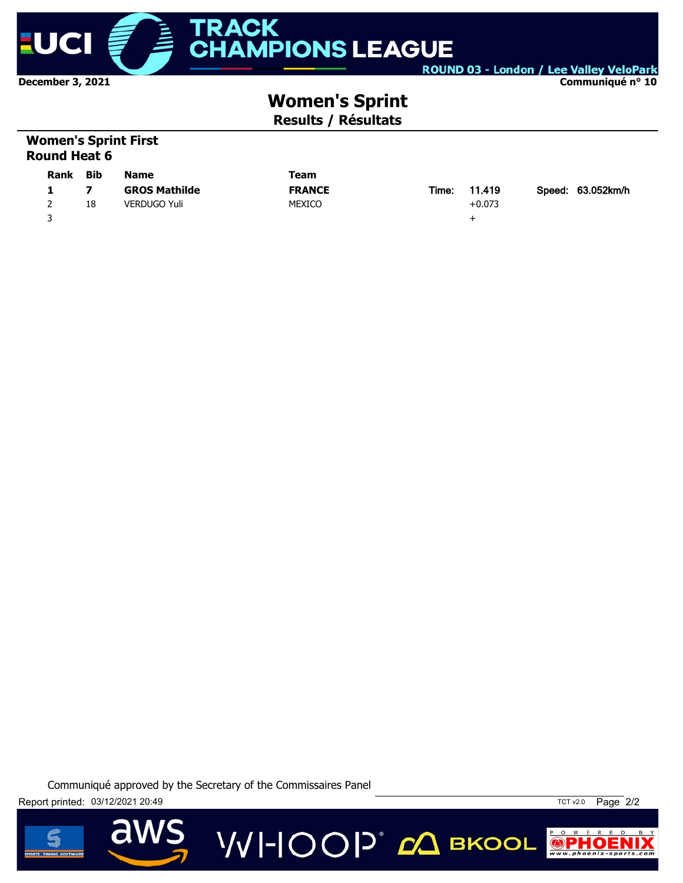# Women's Sprint

## Results / Résultats

### Women's Sprint First Round Heat 6

| Rank | Bib | Name | Team | | | | |
|---|---|---|---|---|---|---|---|
| **1** | **7** | **GROS Mathilde** | **FRANCE** | Time: | **11.419** | Speed: | 63.052km/h |
| 2 | 18 | VERDUGO Yuli | MEXICO | | +0.073 | | |
| 3 | | | | | + | | |

Communiqué approved by the Secretary of the Commissaires Panel

Report printed: 03/12/2021 20:49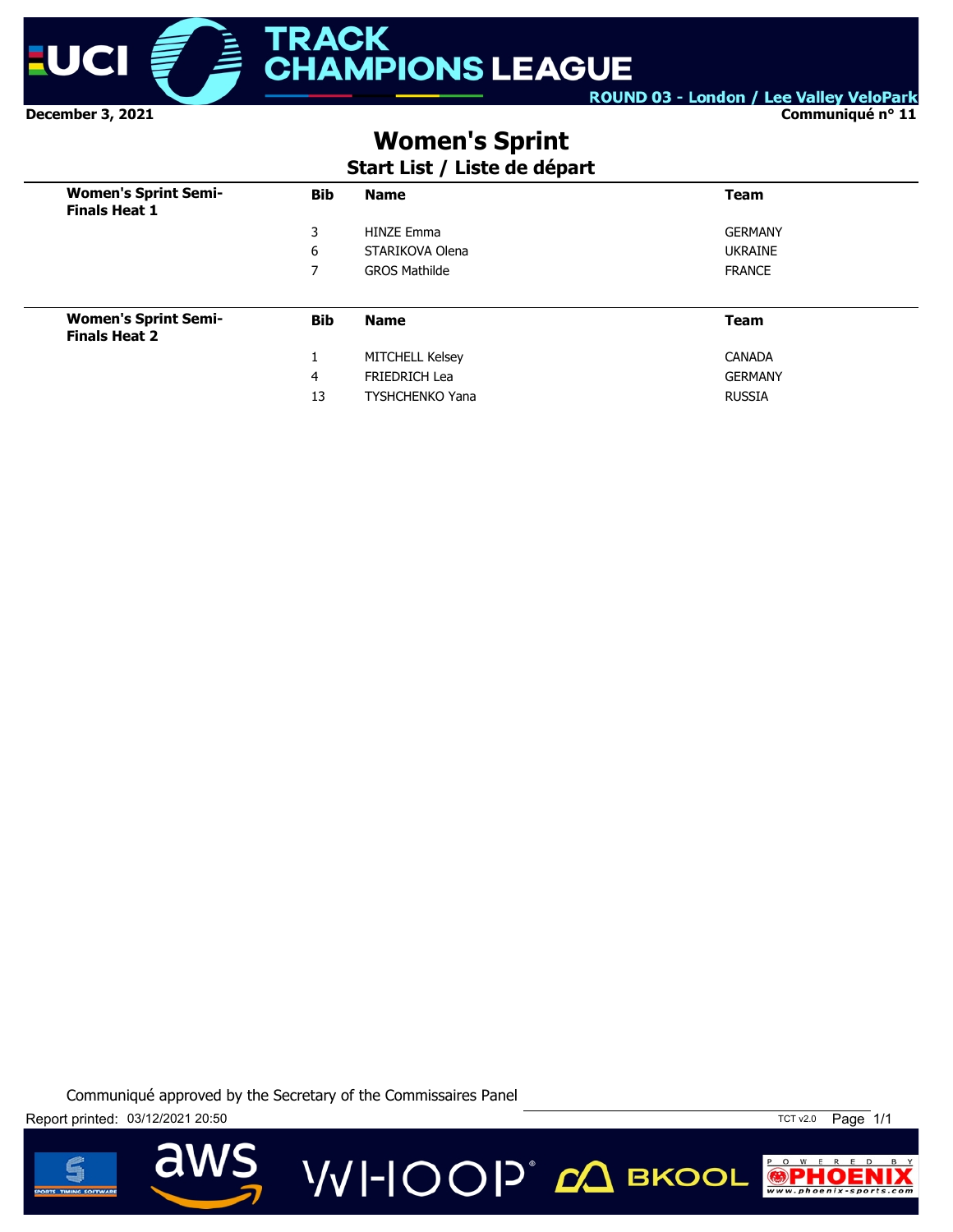December 3, 2021

Communiqué n° 11

# Women's Sprint

## Start List / Liste de départ

| Women's Sprint Semi-Finals Heat 1 | Bib | Name | Team |
|---|---|---|---|
| | 3 | HINZE Emma | GERMANY |
| | 6 | STARIKOVA Olena | UKRAINE |
| | 7 | GROS Mathilde | FRANCE |

| Women's Sprint Semi-Finals Heat 2 | Bib | Name | Team |
|---|---|---|---|
| | 1 | MITCHELL Kelsey | CANADA |
| | 4 | FRIEDRICH Lea | GERMANY |
| | 13 | TYSHCHENKO Yana | RUSSIA |

Communiqué approved by the Secretary of the Commissaires Panel

Report printed: 03/12/2021 20:50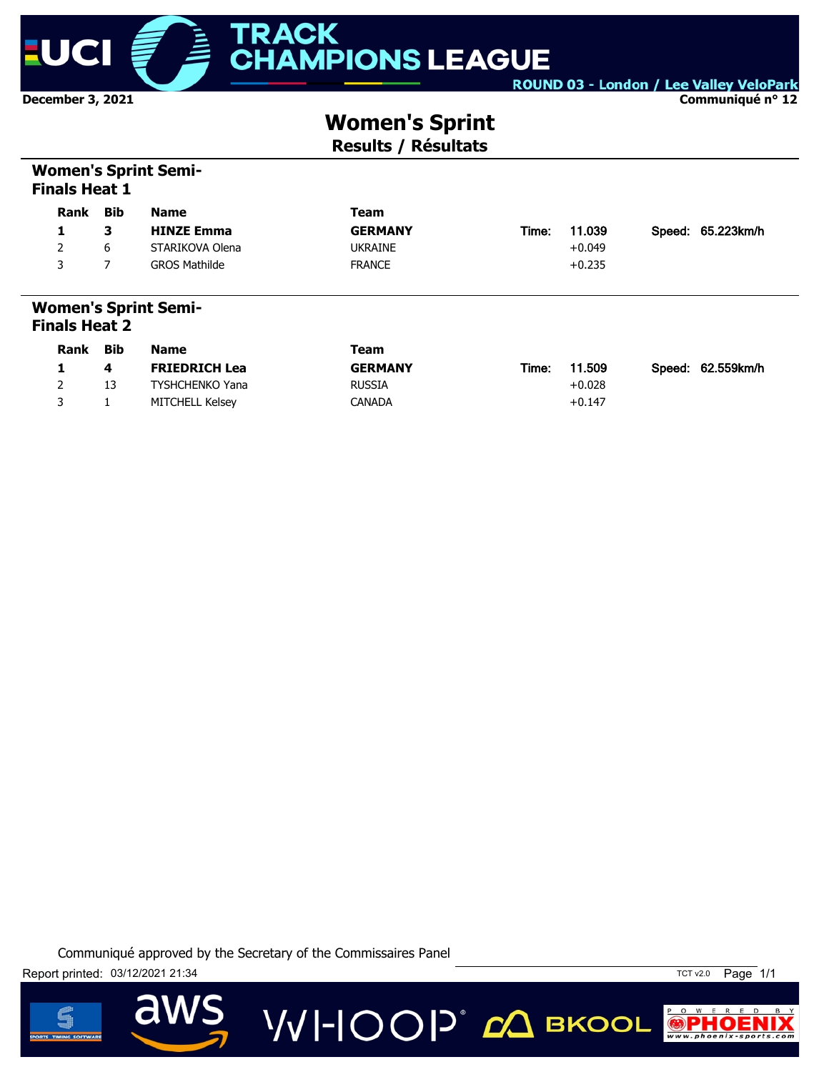December 3, 2021

ROUND 03 - London / Lee Valley VeloPark

Communiqué n° 12

# Women's Sprint

## Results / Résultats

### Women's Sprint Semi-Finals Heat 1

| Rank | Bib | Name | Team | | | | |
|---|---|---|---|---|---|---|---|
| **1** | **3** | **HINZE Emma** | **GERMANY** | Time: | 11.039 | Speed: | 65.223km/h |
| 2 | 6 | STARIKOVA Olena | UKRAINE | | +0.049 | | |
| 3 | 7 | GROS Mathilde | FRANCE | | +0.235 | | |

### Women's Sprint Semi-Finals Heat 2

| Rank | Bib | Name | Team | | | | |
|---|---|---|---|---|---|---|---|
| **1** | **4** | **FRIEDRICH Lea** | **GERMANY** | Time: | 11.509 | Speed: | 62.559km/h |
| 2 | 13 | TYSHCHENKO Yana | RUSSIA | | +0.028 | | |
| 3 | 1 | MITCHELL Kelsey | CANADA | | +0.147 | | |

Communiqué approved by the Secretary of the Commissaires Panel

Report printed: 03/12/2021 21:34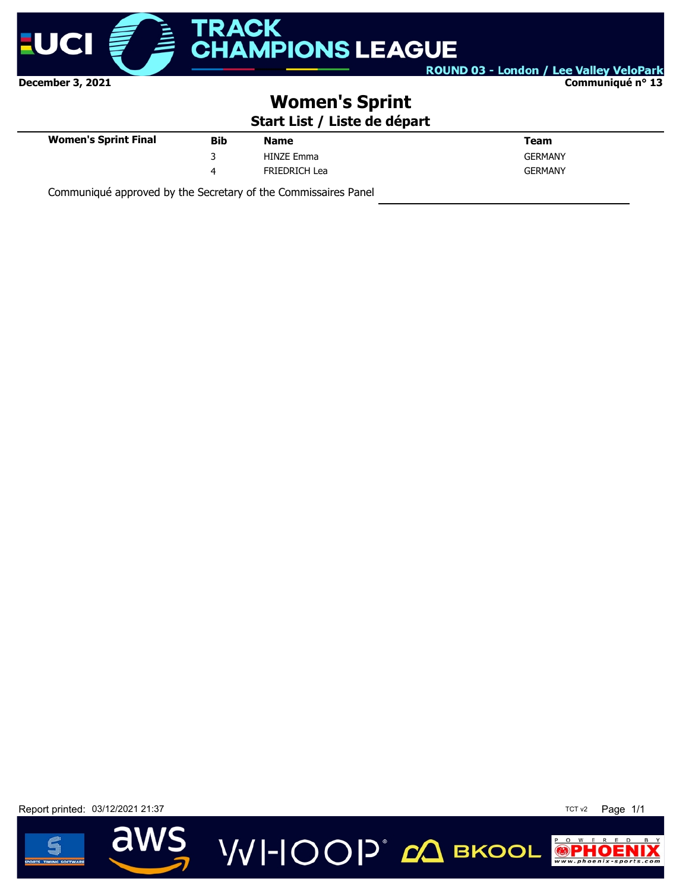December 3, 2021

Communiqué n° 13

# Women's Sprint

## Start List / Liste de départ

| Women's Sprint Final | Bib | Name | Team |
|---|---|---|---|
| | 3 | HINZE Emma | GERMANY |
| | 4 | FRIEDRICH Lea | GERMANY |

Communiqué approved by the Secretary of the Commissaires Panel

Report printed: 03/12/2021 21:37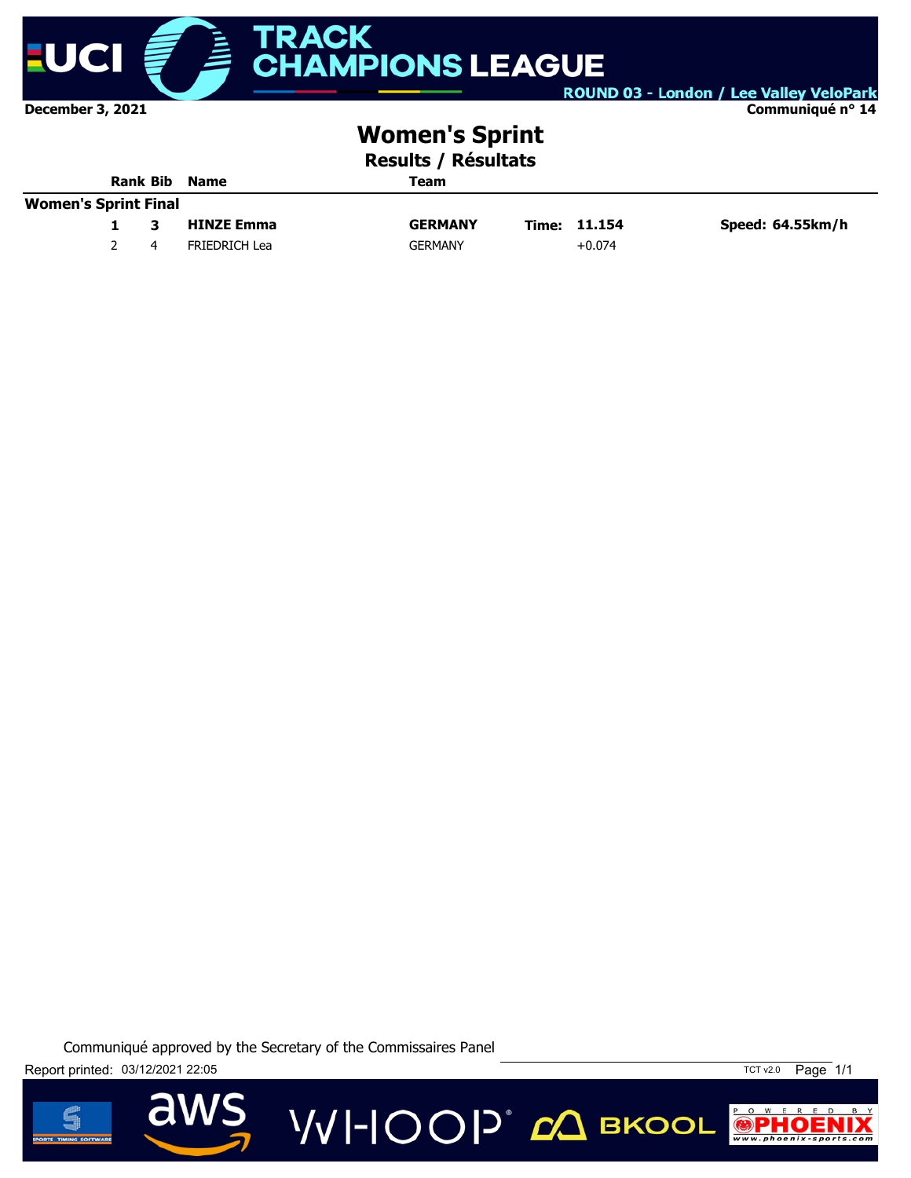December 3, 2021

ROUND 03 - London / Lee Valley VeloPark

Communiqué n° 14

# Women's Sprint

## Results / Résultats

| Rank | Bib | Name | Team | | | |
|---|---|---|---|---|---|---|
| **Women's Sprint Final** | | | | | | |
| **1** | **3** | **HINZE Emma** | **GERMANY** | **Time:** | **11.154** | **Speed: 64.55km/h** |
| 2 | 4 | FRIEDRICH Lea | GERMANY | | +0.074 | |

Communiqué approved by the Secretary of the Commissaires Panel

Report printed: 03/12/2021 22:05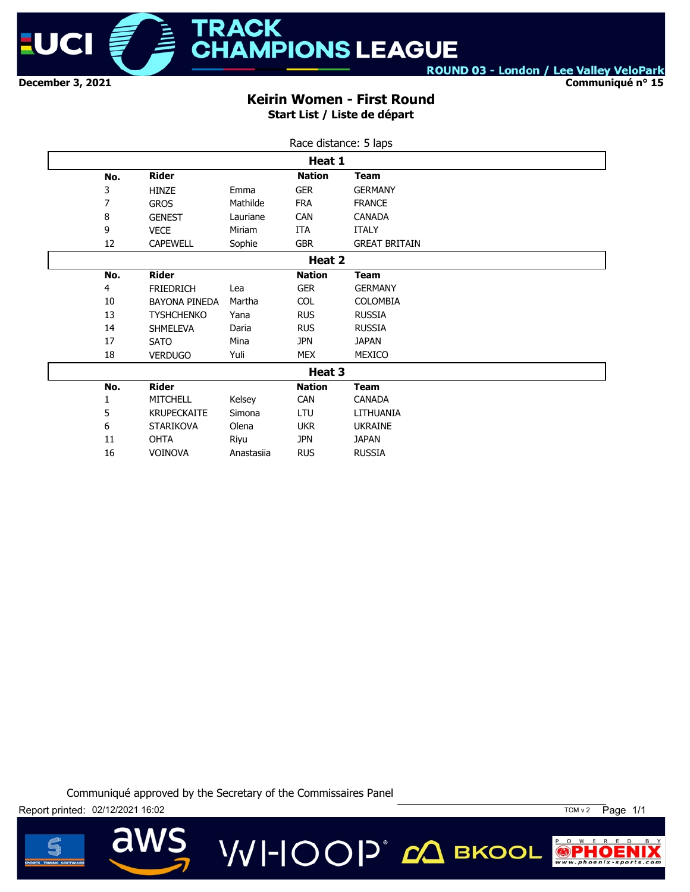# UCI TRACK CHAMPIONS LEAGUE

ROUND 03 - London / Lee Valley VeloPark

December 3, 2021

Communiqué n° 15

## Keirin Women - First Round

### Start List / Liste de départ

Race distance: 5 laps

**Heat 1**

| No. | Rider | | Nation | Team |
|---|---|---|---|---|
| 3 | HINZE | Emma | GER | GERMANY |
| 7 | GROS | Mathilde | FRA | FRANCE |
| 8 | GENEST | Lauriane | CAN | CANADA |
| 9 | VECE | Miriam | ITA | ITALY |
| 12 | CAPEWELL | Sophie | GBR | GREAT BRITAIN |

**Heat 2**

| No. | Rider | | Nation | Team |
|---|---|---|---|---|
| 4 | FRIEDRICH | Lea | GER | GERMANY |
| 10 | BAYONA PINEDA | Martha | COL | COLOMBIA |
| 13 | TYSHCHENKO | Yana | RUS | RUSSIA |
| 14 | SHMELEVA | Daria | RUS | RUSSIA |
| 17 | SATO | Mina | JPN | JAPAN |
| 18 | VERDUGO | Yuli | MEX | MEXICO |

**Heat 3**

| No. | Rider | | Nation | Team |
|---|---|---|---|---|
| 1 | MITCHELL | Kelsey | CAN | CANADA |
| 5 | KRUPECKAITE | Simona | LTU | LITHUANIA |
| 6 | STARIKOVA | Olena | UKR | UKRAINE |
| 11 | OHTA | Riyu | JPN | JAPAN |
| 16 | VOINOVA | Anastasiia | RUS | RUSSIA |

Communiqué approved by the Secretary of the Commissaires Panel

Report printed: 02/12/2021 16:02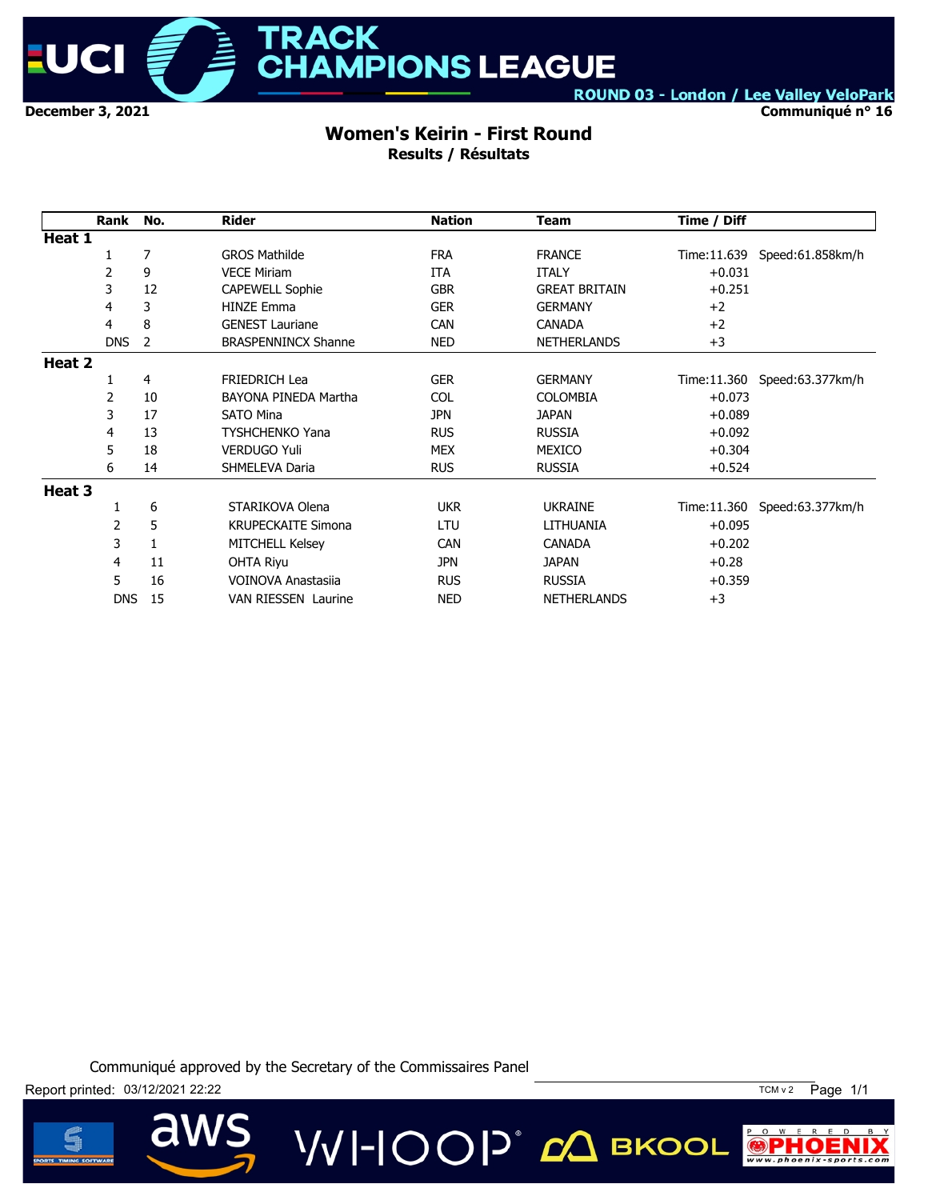**TRACK CHAMPIONS LEAGUE**

**ROUND 03 - London / Lee Valley VeloPark**

**December 3, 2021** **Communiqué n° 16**

# Women's Keirin - First Round

## Results / Résultats

| Rank | No. | Rider | Nation | Team | Time / Diff | |
|---|---|---|---|---|---|---|
| **Heat 1** | | | | | | |
| 1 | 7 | GROS Mathilde | FRA | FRANCE | Time:11.639 | Speed:61.858km/h |
| 2 | 9 | VECE Miriam | ITA | ITALY | +0.031 | |
| 3 | 12 | CAPEWELL Sophie | GBR | GREAT BRITAIN | +0.251 | |
| 4 | 3 | HINZE Emma | GER | GERMANY | +2 | |
| 4 | 8 | GENEST Lauriane | CAN | CANADA | +2 | |
| DNS | 2 | BRASPENNINCX Shanne | NED | NETHERLANDS | +3 | |
| **Heat 2** | | | | | | |
| 1 | 4 | FRIEDRICH Lea | GER | GERMANY | Time:11.360 | Speed:63.377km/h |
| 2 | 10 | BAYONA PINEDA Martha | COL | COLOMBIA | +0.073 | |
| 3 | 17 | SATO Mina | JPN | JAPAN | +0.089 | |
| 4 | 13 | TYSHCHENKO Yana | RUS | RUSSIA | +0.092 | |
| 5 | 18 | VERDUGO Yuli | MEX | MEXICO | +0.304 | |
| 6 | 14 | SHMELEVA Daria | RUS | RUSSIA | +0.524 | |
| **Heat 3** | | | | | | |
| 1 | 6 | STARIKOVA Olena | UKR | UKRAINE | Time:11.360 | Speed:63.377km/h |
| 2 | 5 | KRUPECKAITE Simona | LTU | LITHUANIA | +0.095 | |
| 3 | 1 | MITCHELL Kelsey | CAN | CANADA | +0.202 | |
| 4 | 11 | OHTA Riyu | JPN | JAPAN | +0.28 | |
| 5 | 16 | VOINOVA Anastasiia | RUS | RUSSIA | +0.359 | |
| DNS | 15 | VAN RIESSEN Laurine | NED | NETHERLANDS | +3 | |

Communiqué approved by the Secretary of the Commissaires Panel

Report printed: 03/12/2021 22:22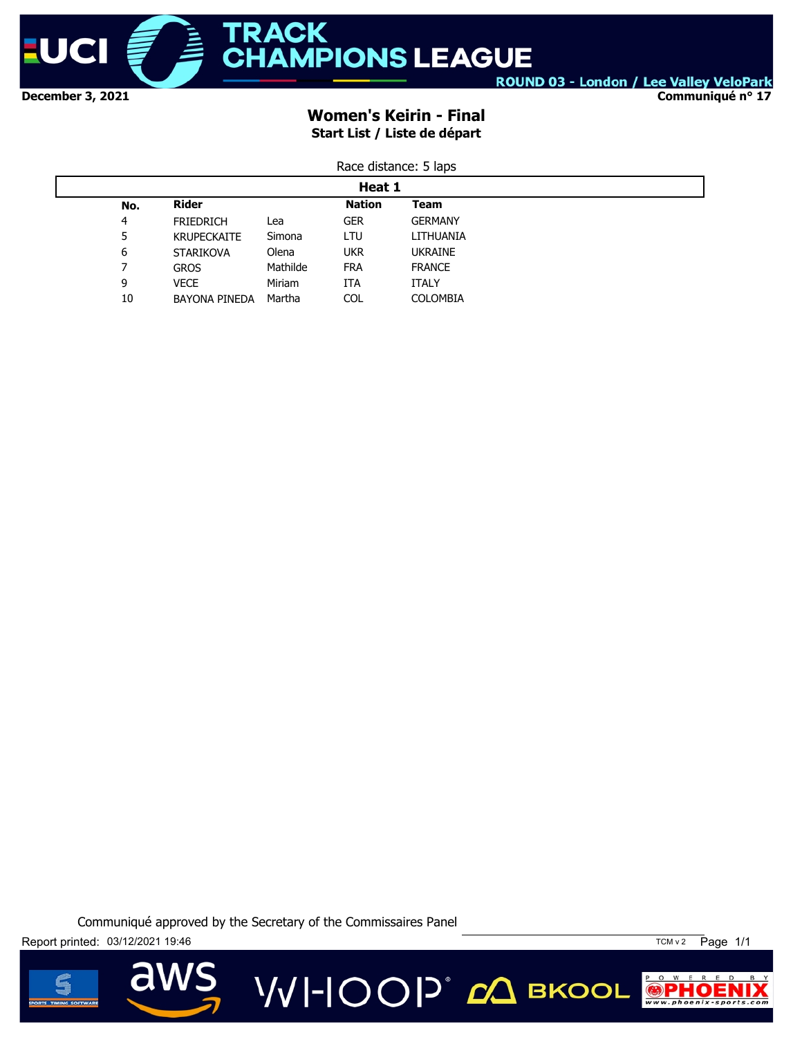December 3, 2021

ROUND 03 - London / Lee Valley VeloPark

Communiqué n° 17

# Women's Keirin - Final

**Start List / Liste de départ**

Race distance: 5 laps

**Heat 1**

| No. | Rider | | Nation | Team |
|---|---|---|---|---|
| 4 | FRIEDRICH | Lea | GER | GERMANY |
| 5 | KRUPECKAITE | Simona | LTU | LITHUANIA |
| 6 | STARIKOVA | Olena | UKR | UKRAINE |
| 7 | GROS | Mathilde | FRA | FRANCE |
| 9 | VECE | Miriam | ITA | ITALY |
| 10 | BAYONA PINEDA | Martha | COL | COLOMBIA |

Communiqué approved by the Secretary of the Commissaires Panel

Report printed: 03/12/2021 19:46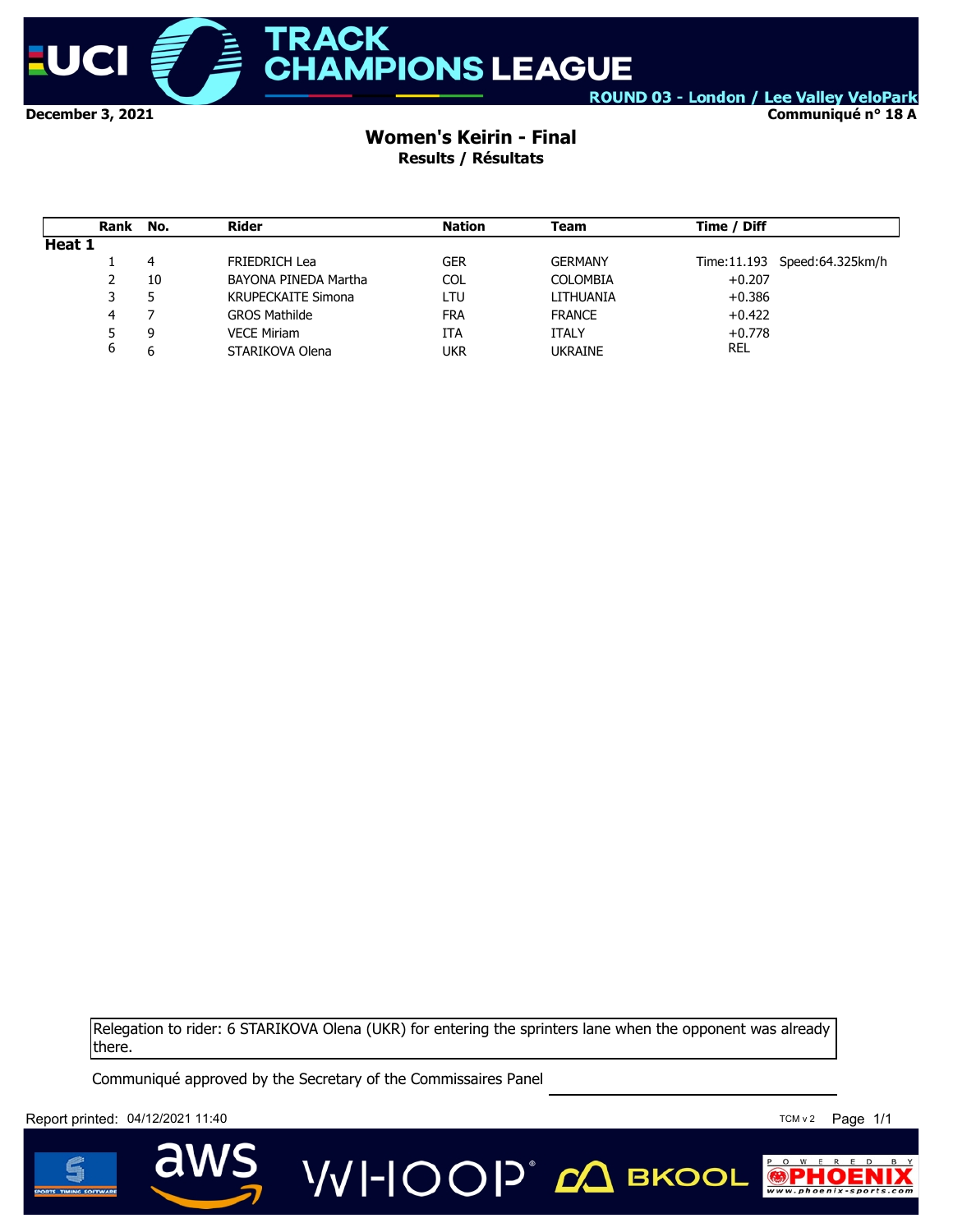December 3, 2021

ROUND 03 - London / Lee Valley VeloPark

Communiqué n° 18 A

## Women's Keirin - Final

**Results / Résultats**

| Rank | No. | Rider | Nation | Team | Time / Diff | |
|---|---|---|---|---|---|---|
| **Heat 1** | | | | | | |
| 1 | 4 | FRIEDRICH Lea | GER | GERMANY | Time:11.193 | Speed:64.325km/h |
| 2 | 10 | BAYONA PINEDA Martha | COL | COLOMBIA | +0.207 | |
| 3 | 5 | KRUPECKAITE Simona | LTU | LITHUANIA | +0.386 | |
| 4 | 7 | GROS Mathilde | FRA | FRANCE | +0.422 | |
| 5 | 9 | VECE Miriam | ITA | ITALY | +0.778 | |
| 6 | 6 | STARIKOVA Olena | UKR | UKRAINE | REL | |

Relegation to rider: 6 STARIKOVA Olena (UKR) for entering the sprinters lane when the opponent was already there.

Communiqué approved by the Secretary of the Commissaires Panel

Report printed: 04/12/2021 11:40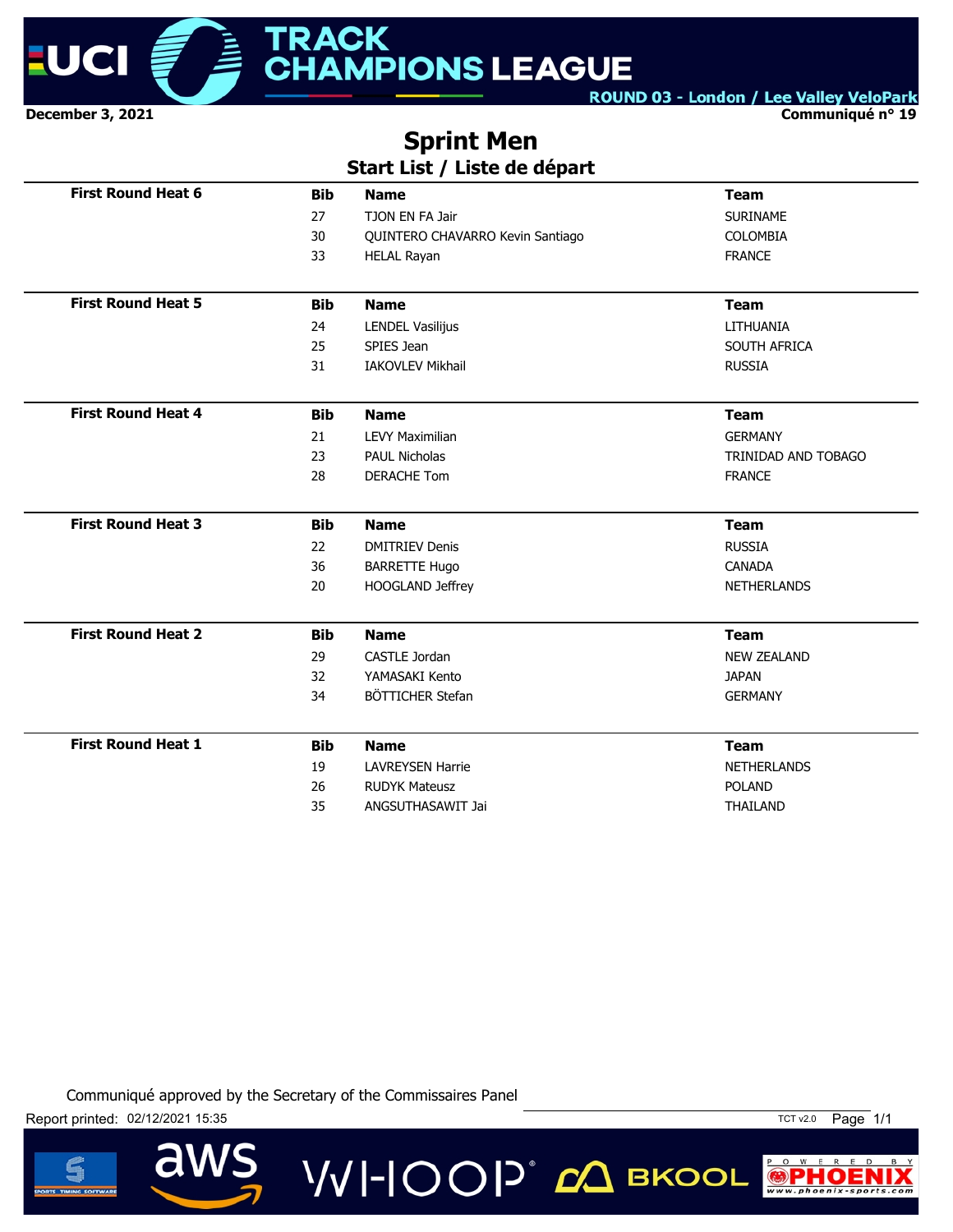December 3, 2021

ROUND 03 - London / Lee Valley VeloPark

Communiqué n° 19

# Sprint Men

## Start List / Liste de départ

| First Round Heat 6 | Bib | Name | Team |
|---|---|---|---|
| | 27 | TJON EN FA Jair | SURINAME |
| | 30 | QUINTERO CHAVARRO Kevin Santiago | COLOMBIA |
| | 33 | HELAL Rayan | FRANCE |

| First Round Heat 5 | Bib | Name | Team |
|---|---|---|---|
| | 24 | LENDEL Vasilijus | LITHUANIA |
| | 25 | SPIES Jean | SOUTH AFRICA |
| | 31 | IAKOVLEV Mikhail | RUSSIA |

| First Round Heat 4 | Bib | Name | Team |
|---|---|---|---|
| | 21 | LEVY Maximilian | GERMANY |
| | 23 | PAUL Nicholas | TRINIDAD AND TOBAGO |
| | 28 | DERACHE Tom | FRANCE |

| First Round Heat 3 | Bib | Name | Team |
|---|---|---|---|
| | 22 | DMITRIEV Denis | RUSSIA |
| | 36 | BARRETTE Hugo | CANADA |
| | 20 | HOOGLAND Jeffrey | NETHERLANDS |

| First Round Heat 2 | Bib | Name | Team |
|---|---|---|---|
| | 29 | CASTLE Jordan | NEW ZEALAND |
| | 32 | YAMASAKI Kento | JAPAN |
| | 34 | BÖTTICHER Stefan | GERMANY |

| First Round Heat 1 | Bib | Name | Team |
|---|---|---|---|
| | 19 | LAVREYSEN Harrie | NETHERLANDS |
| | 26 | RUDYK Mateusz | POLAND |
| | 35 | ANGSUTHASAWIT Jai | THAILAND |

Communiqué approved by the Secretary of the Commissaires Panel

Report printed: 02/12/2021 15:35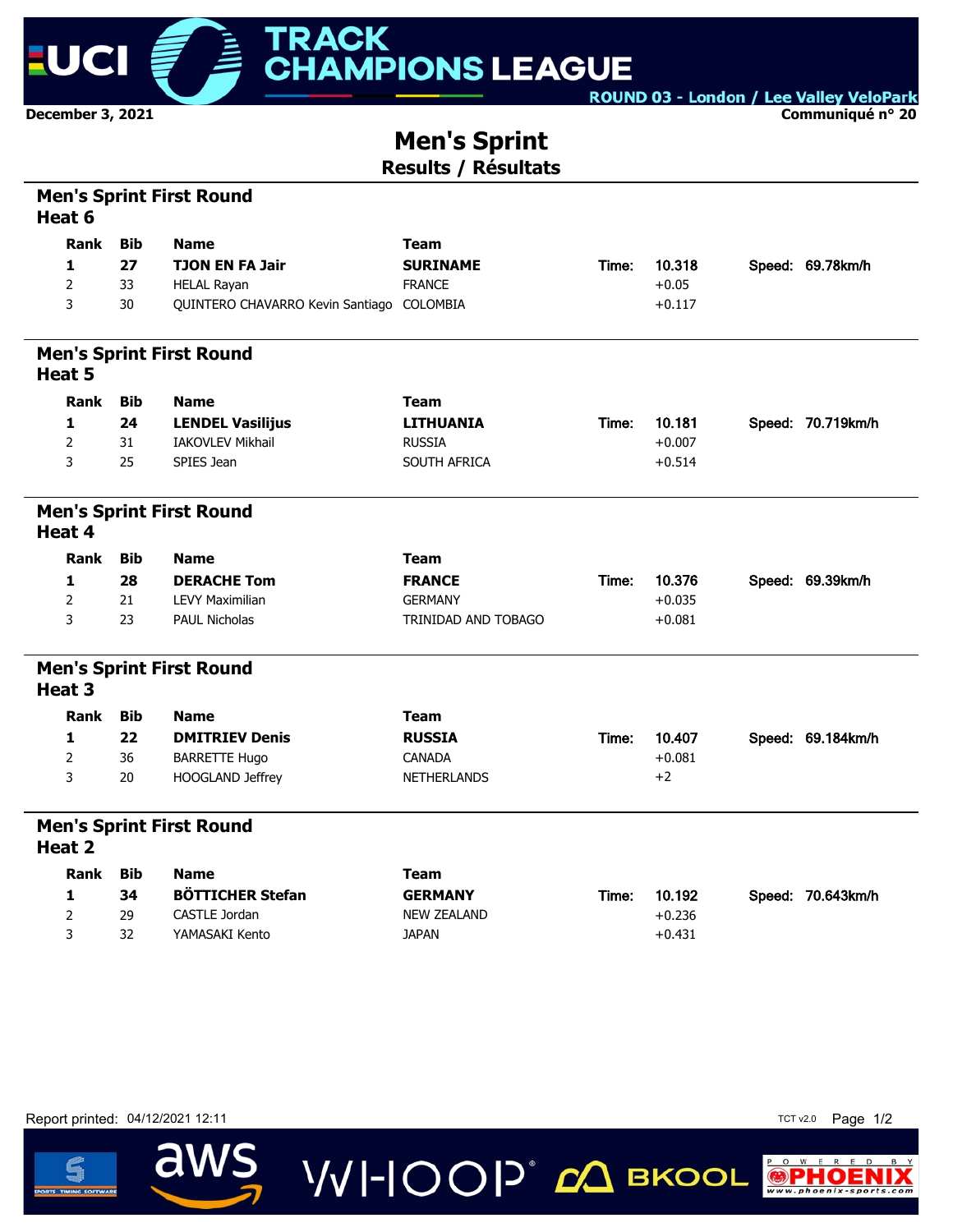UCI TRACK CHAMPIONS LEAGUE

ROUND 03 - London / Lee Valley VeloPark

December 3, 2021

Communiqué n° 20

# Men's Sprint
## Results / Résultats

### Men's Sprint First Round
#### Heat 6

| Rank | Bib | Name | Team | | Time | | Speed |
|---|---|---|---|---|---|---|---|
| **1** | **27** | **TJON EN FA Jair** | **SURINAME** | Time: | 10.318 | Speed: | 69.78km/h |
| 2 | 33 | HELAL Rayan | FRANCE | | +0.05 | | |
| 3 | 30 | QUINTERO CHAVARRO Kevin Santiago | COLOMBIA | | +0.117 | | |

### Men's Sprint First Round
#### Heat 5

| Rank | Bib | Name | Team | | Time | | Speed |
|---|---|---|---|---|---|---|---|
| **1** | **24** | **LENDEL Vasilijus** | **LITHUANIA** | Time: | 10.181 | Speed: | 70.719km/h |
| 2 | 31 | IAKOVLEV Mikhail | RUSSIA | | +0.007 | | |
| 3 | 25 | SPIES Jean | SOUTH AFRICA | | +0.514 | | |

### Men's Sprint First Round
#### Heat 4

| Rank | Bib | Name | Team | | Time | | Speed |
|---|---|---|---|---|---|---|---|
| **1** | **28** | **DERACHE Tom** | **FRANCE** | Time: | 10.376 | Speed: | 69.39km/h |
| 2 | 21 | LEVY Maximilian | GERMANY | | +0.035 | | |
| 3 | 23 | PAUL Nicholas | TRINIDAD AND TOBAGO | | +0.081 | | |

### Men's Sprint First Round
#### Heat 3

| Rank | Bib | Name | Team | | Time | | Speed |
|---|---|---|---|---|---|---|---|
| **1** | **22** | **DMITRIEV Denis** | **RUSSIA** | Time: | 10.407 | Speed: | 69.184km/h |
| 2 | 36 | BARRETTE Hugo | CANADA | | +0.081 | | |
| 3 | 20 | HOOGLAND Jeffrey | NETHERLANDS | | +2 | | |

### Men's Sprint First Round
#### Heat 2

| Rank | Bib | Name | Team | | Time | | Speed |
|---|---|---|---|---|---|---|---|
| **1** | **34** | **BÖTTICHER Stefan** | **GERMANY** | Time: | 10.192 | Speed: | 70.643km/h |
| 2 | 29 | CASTLE Jordan | NEW ZEALAND | | +0.236 | | |
| 3 | 32 | YAMASAKI Kento | JAPAN | | +0.431 | | |

Report printed: 04/12/2021 12:11

TCT v2.0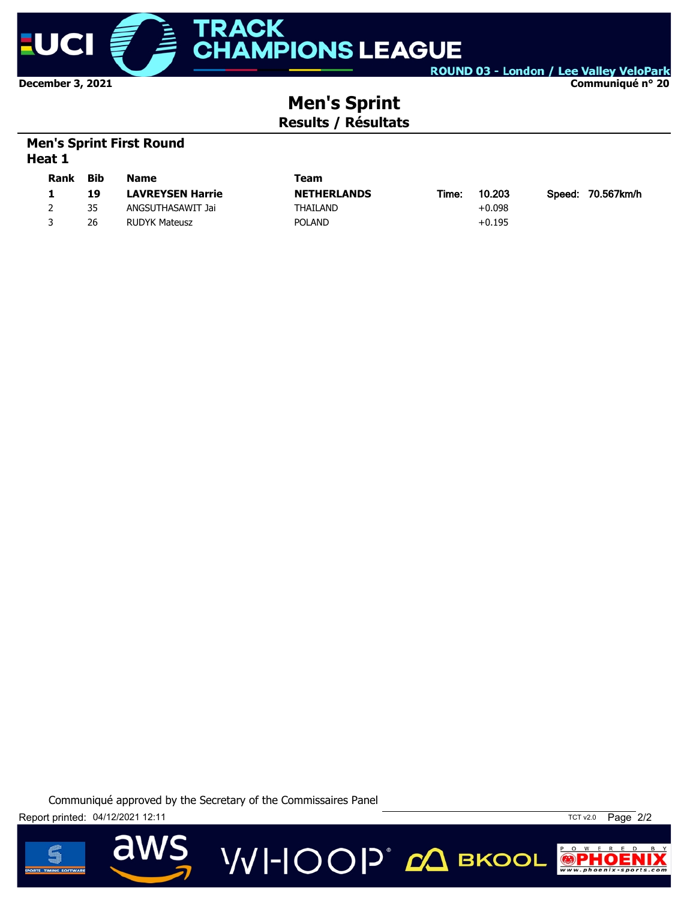December 3, 2021

Communiqué n° 20

# Men's Sprint

## Results / Résultats

### Men's Sprint First Round

### Heat 1

| Rank | Bib | Name | Team | | | | |
|---|---|---|---|---|---|---|---|
| **1** | **19** | **LAVREYSEN Harrie** | **NETHERLANDS** | Time: | 10.203 | Speed: | 70.567km/h |
| 2 | 35 | ANGSUTHASAWIT Jai | THAILAND | | +0.098 | | |
| 3 | 26 | RUDYK Mateusz | POLAND | | +0.195 | | |

Communiqué approved by the Secretary of the Commissaires Panel

Report printed: 04/12/2021 12:11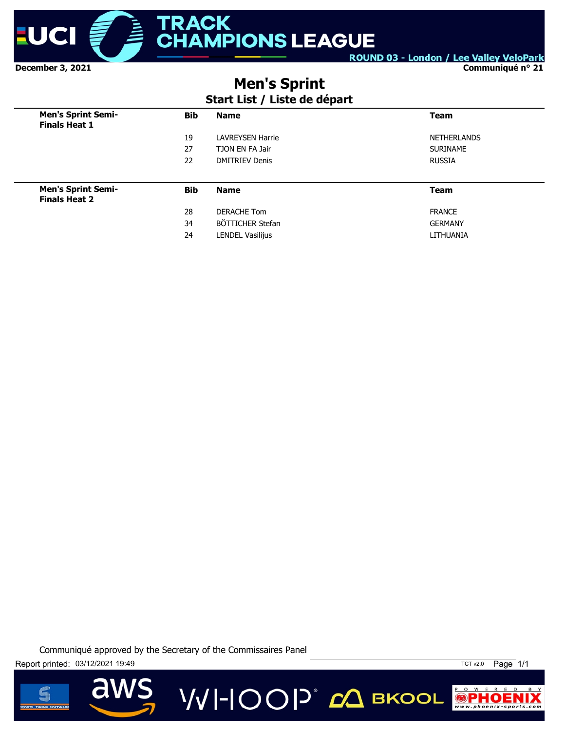December 3, 2021

Communiqué n° 21

# Men's Sprint

## Start List / Liste de départ

| Men's Sprint Semi-Finals Heat 1 | Bib | Name | Team |
|---|---|---|---|
| | 19 | LAVREYSEN Harrie | NETHERLANDS |
| | 27 | TJON EN FA Jair | SURINAME |
| | 22 | DMITRIEV Denis | RUSSIA |

| Men's Sprint Semi-Finals Heat 2 | Bib | Name | Team |
|---|---|---|---|
| | 28 | DERACHE Tom | FRANCE |
| | 34 | BÖTTICHER Stefan | GERMANY |
| | 24 | LENDEL Vasilijus | LITHUANIA |

Communiqué approved by the Secretary of the Commissaires Panel

Report printed: 03/12/2021 19:49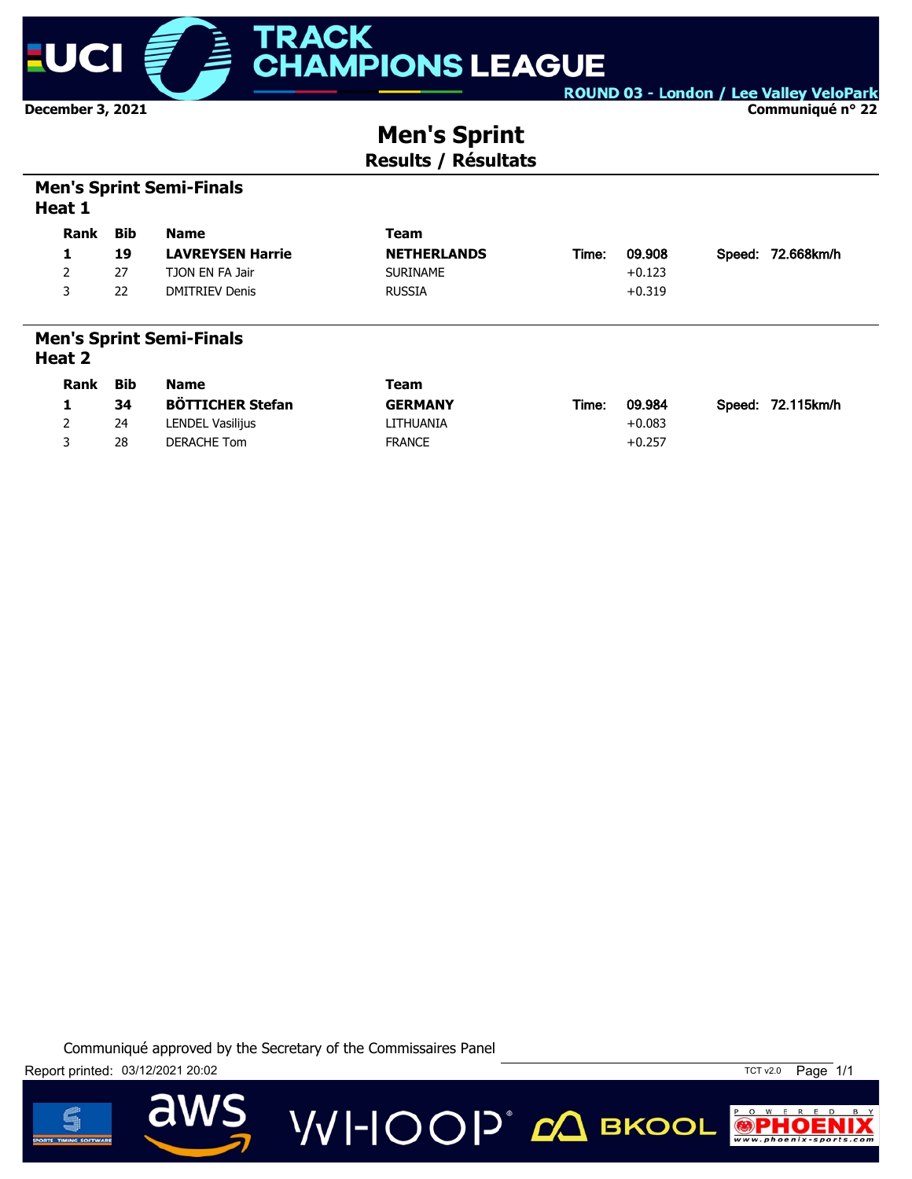December 3, 2021

Communiqué n° 22

# Men's Sprint

## Results / Résultats

### Men's Sprint Semi-Finals
### Heat 1

| Rank | Bib | Name | Team | | | | |
|---|---|---|---|---|---|---|---|
| **1** | **19** | **LAVREYSEN Harrie** | **NETHERLANDS** | Time: | 09.908 | Speed: | 72.668km/h |
| 2 | 27 | TJON EN FA Jair | SURINAME | | +0.123 | | |
| 3 | 22 | DMITRIEV Denis | RUSSIA | | +0.319 | | |

### Men's Sprint Semi-Finals
### Heat 2

| Rank | Bib | Name | Team | | | | |
|---|---|---|---|---|---|---|---|
| **1** | **34** | **BÖTTICHER Stefan** | **GERMANY** | Time: | 09.984 | Speed: | 72.115km/h |
| 2 | 24 | LENDEL Vasilijus | LITHUANIA | | +0.083 | | |
| 3 | 28 | DERACHE Tom | FRANCE | | +0.257 | | |

Communiqué approved by the Secretary of the Commissaires Panel

Report printed: 03/12/2021 20:02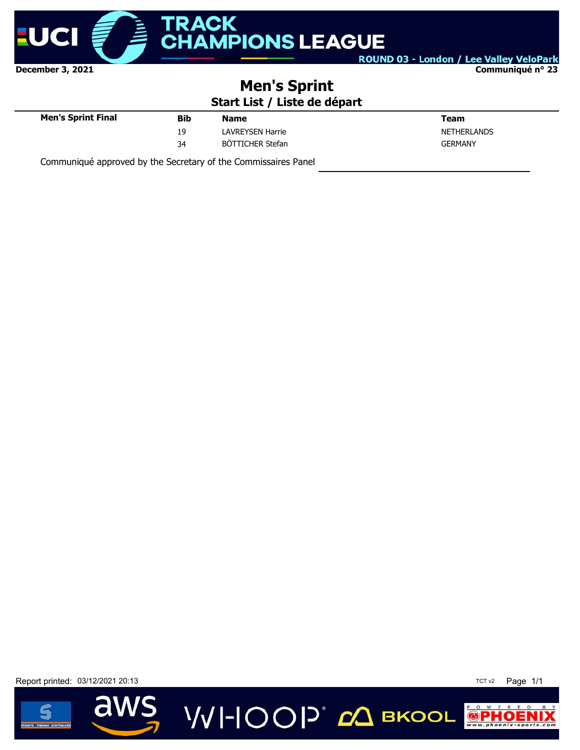December 3, 2021

Communiqué n° 23

# Men's Sprint

## Start List / Liste de départ

| Men's Sprint Final | Bib | Name | Team |
|---|---|---|---|
| | 19 | LAVREYSEN Harrie | NETHERLANDS |
| | 34 | BÖTTICHER Stefan | GERMANY |

Communiqué approved by the Secretary of the Commissaires Panel

Report printed: 03/12/2021 20:13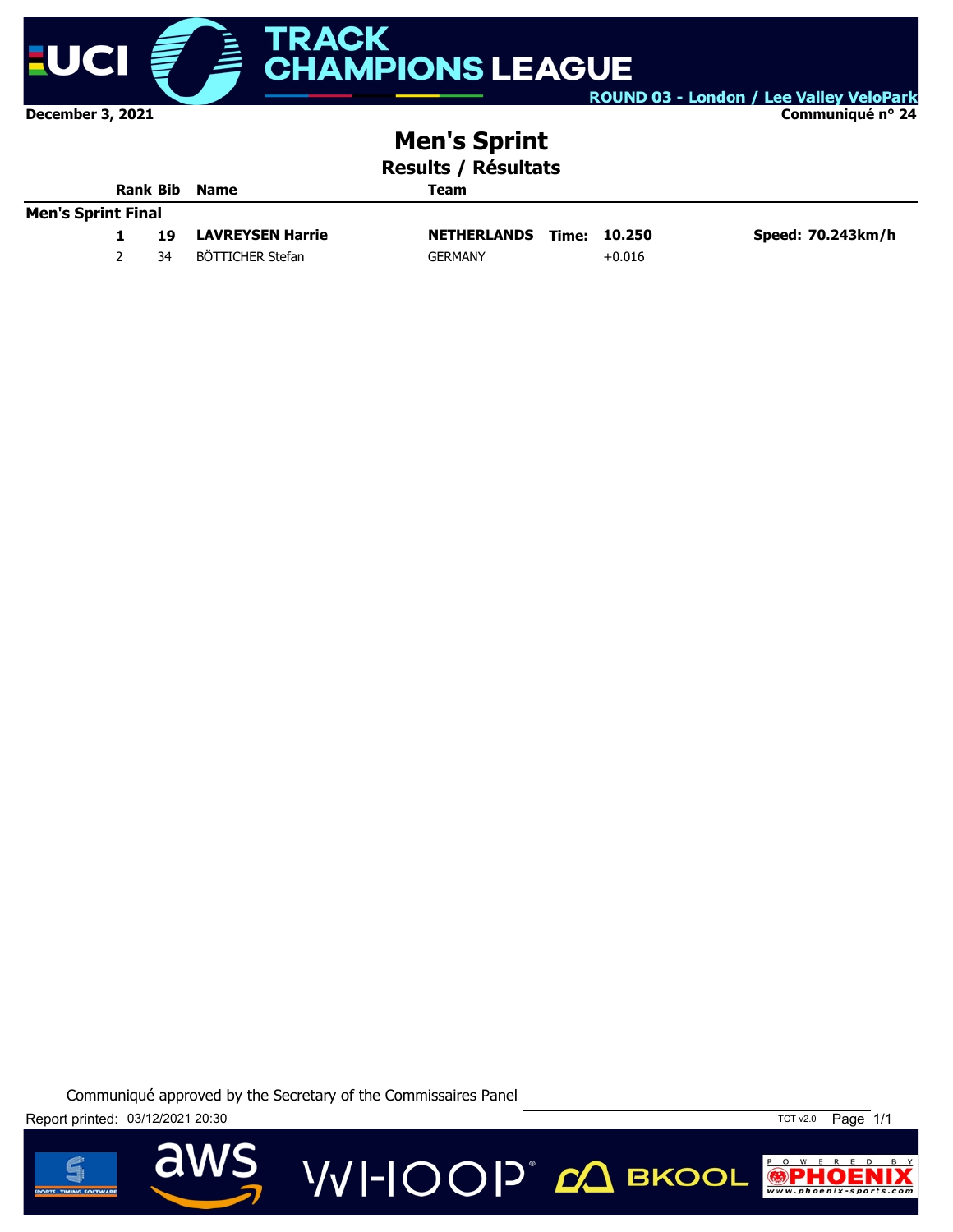UCI TRACK CHAMPIONS LEAGUE

ROUND 03 - London / Lee Valley VeloPark

December 3, 2021

Communiqué n° 24

# Men's Sprint

## Results / Résultats

| Rank | Bib | Name | Team | | | |
|---|---|---|---|---|---|---|
| **Men's Sprint Final** | | | | | | |
| **1** | **19** | **LAVREYSEN Harrie** | **NETHERLANDS** | **Time:** | **10.250** | **Speed: 70.243km/h** |
| 2 | 34 | BÖTTICHER Stefan | GERMANY | | +0.016 | |

Communiqué approved by the Secretary of the Commissaires Panel

Report printed: 03/12/2021 20:30

TCT v2.0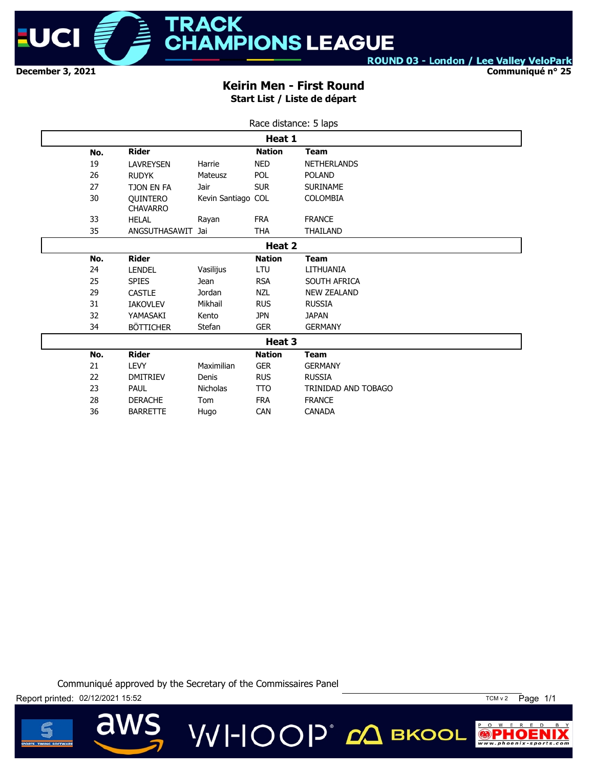December 3, 2021

ROUND 03 - London / Lee Valley VeloPark

Communiqué n° 25

## Keirin Men - First Round

### Start List / Liste de départ

Race distance: 5 laps

**Heat 1**

| No. | Rider | | Nation | Team |
|---|---|---|---|---|
| 19 | LAVREYSEN | Harrie | NED | NETHERLANDS |
| 26 | RUDYK | Mateusz | POL | POLAND |
| 27 | TJON EN FA | Jair | SUR | SURINAME |
| 30 | QUINTERO CHAVARRO | Kevin Santiago | COL | COLOMBIA |
| 33 | HELAL | Rayan | FRA | FRANCE |
| 35 | ANGSUTHASAWIT | Jai | THA | THAILAND |

**Heat 2**

| No. | Rider | | Nation | Team |
|---|---|---|---|---|
| 24 | LENDEL | Vasilijus | LTU | LITHUANIA |
| 25 | SPIES | Jean | RSA | SOUTH AFRICA |
| 29 | CASTLE | Jordan | NZL | NEW ZEALAND |
| 31 | IAKOVLEV | Mikhail | RUS | RUSSIA |
| 32 | YAMASAKI | Kento | JPN | JAPAN |
| 34 | BÖTTICHER | Stefan | GER | GERMANY |

**Heat 3**

| No. | Rider | | Nation | Team |
|---|---|---|---|---|
| 21 | LEVY | Maximilian | GER | GERMANY |
| 22 | DMITRIEV | Denis | RUS | RUSSIA |
| 23 | PAUL | Nicholas | TTO | TRINIDAD AND TOBAGO |
| 28 | DERACHE | Tom | FRA | FRANCE |
| 36 | BARRETTE | Hugo | CAN | CANADA |

Communiqué approved by the Secretary of the Commissaires Panel

Report printed: 02/12/2021 15:52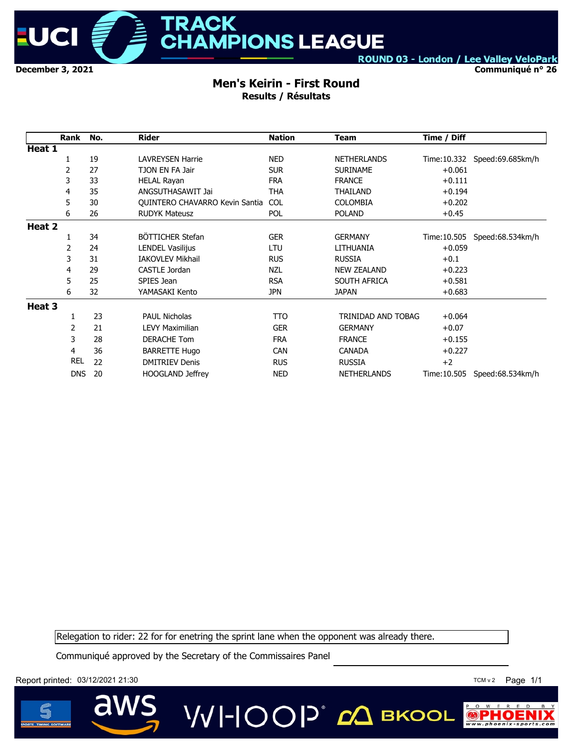UCI TRACK CHAMPIONS LEAGUE

ROUND 03 - London / Lee Valley VeloPark

December 3, 2021

Communiqué n° 26

# Men's Keirin - First Round

## Results / Résultats

| Rank | No. | Rider | Nation | Team | Time / Diff | |
|---|---|---|---|---|---|---|
| **Heat 1** | | | | | | |
| 1 | 19 | LAVREYSEN Harrie | NED | NETHERLANDS | Time:10.332 | Speed:69.685km/h |
| 2 | 27 | TJON EN FA Jair | SUR | SURINAME | +0.061 | |
| 3 | 33 | HELAL Rayan | FRA | FRANCE | +0.111 | |
| 4 | 35 | ANGSUTHASAWIT Jai | THA | THAILAND | +0.194 | |
| 5 | 30 | QUINTERO CHAVARRO Kevin Santia | COL | COLOMBIA | +0.202 | |
| 6 | 26 | RUDYK Mateusz | POL | POLAND | +0.45 | |
| **Heat 2** | | | | | | |
| 1 | 34 | BÖTTICHER Stefan | GER | GERMANY | Time:10.505 | Speed:68.534km/h |
| 2 | 24 | LENDEL Vasilijus | LTU | LITHUANIA | +0.059 | |
| 3 | 31 | IAKOVLEV Mikhail | RUS | RUSSIA | +0.1 | |
| 4 | 29 | CASTLE Jordan | NZL | NEW ZEALAND | +0.223 | |
| 5 | 25 | SPIES Jean | RSA | SOUTH AFRICA | +0.581 | |
| 6 | 32 | YAMASAKI Kento | JPN | JAPAN | +0.683 | |
| **Heat 3** | | | | | | |
| 1 | 23 | PAUL Nicholas | TTO | TRINIDAD AND TOBAG | +0.064 | |
| 2 | 21 | LEVY Maximilian | GER | GERMANY | +0.07 | |
| 3 | 28 | DERACHE Tom | FRA | FRANCE | +0.155 | |
| 4 | 36 | BARRETTE Hugo | CAN | CANADA | +0.227 | |
| REL | 22 | DMITRIEV Denis | RUS | RUSSIA | +2 | |
| DNS | 20 | HOOGLAND Jeffrey | NED | NETHERLANDS | Time:10.505 | Speed:68.534km/h |

Relegation to rider: 22 for for enetring the sprint lane when the opponent was already there.

Communiqué approved by the Secretary of the Commissaires Panel

Report printed: 03/12/2021 21:30

TCM v 2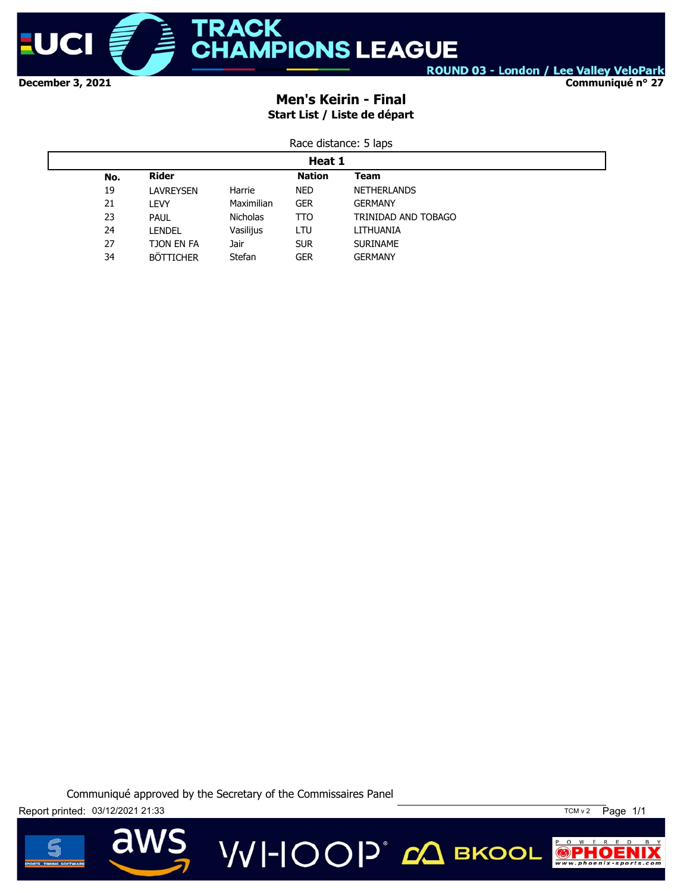December 3, 2021

Communiqué n° 27

ROUND 03 - London / Lee Valley VeloPark

# Men's Keirin - Final

## Start List / Liste de départ

Race distance: 5 laps

**Heat 1**

| No. | Rider | | Nation | Team |
|---|---|---|---|---|
| 19 | LAVREYSEN | Harrie | NED | NETHERLANDS |
| 21 | LEVY | Maximilian | GER | GERMANY |
| 23 | PAUL | Nicholas | TTO | TRINIDAD AND TOBAGO |
| 24 | LENDEL | Vasilijus | LTU | LITHUANIA |
| 27 | TJON EN FA | Jair | SUR | SURINAME |
| 34 | BÖTTICHER | Stefan | GER | GERMANY |

Communiqué approved by the Secretary of the Commissaires Panel

Report printed: 03/12/2021 21:33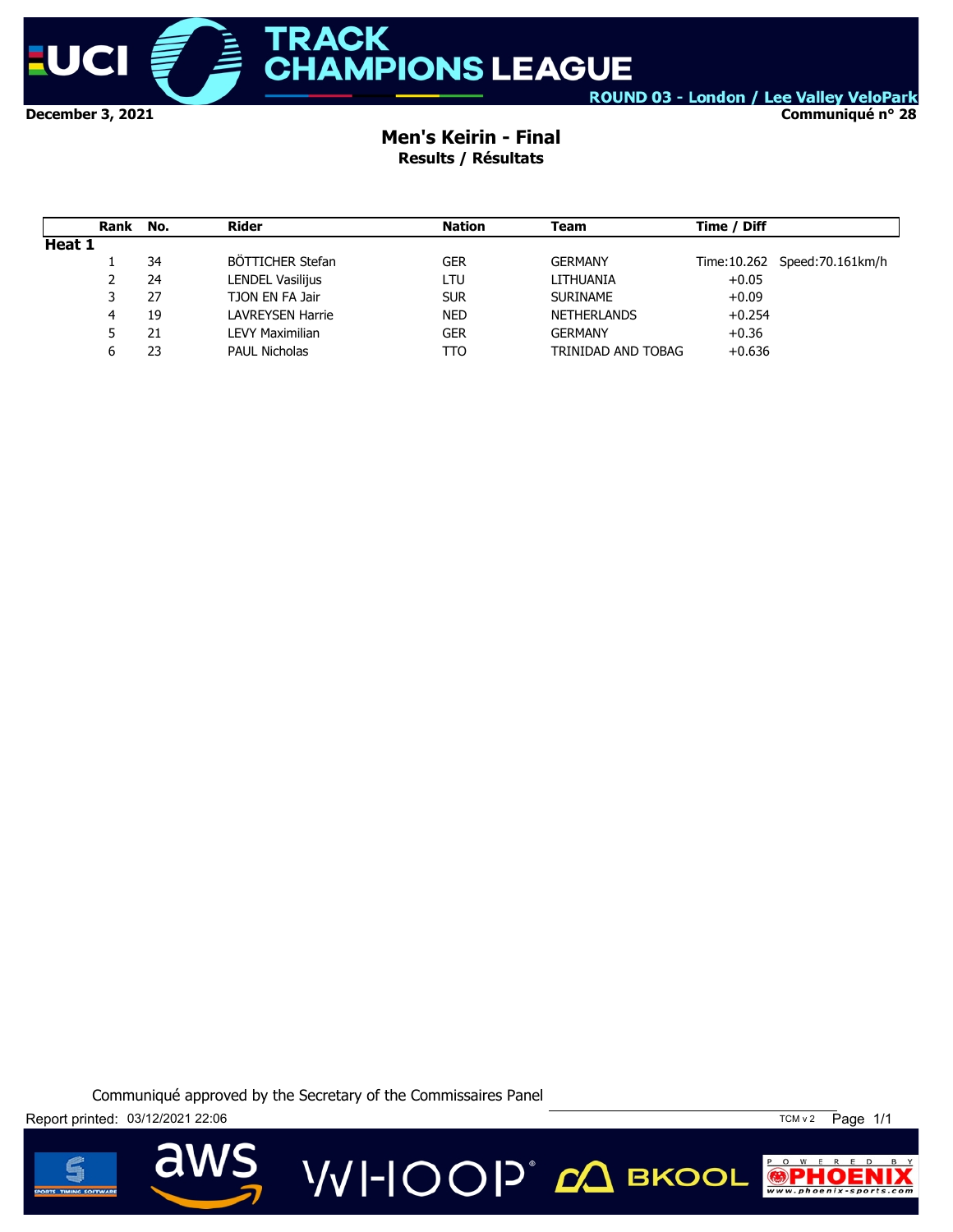December 3, 2021

ROUND 03 - London / Lee Valley VeloPark

Communiqué n° 28

## Men's Keirin - Final

### Results / Résultats

| Rank | No. | Rider | Nation | Team | Time / Diff | |
|---|---|---|---|---|---|---|
| **Heat 1** | | | | | | |
| 1 | 34 | BÖTTICHER Stefan | GER | GERMANY | Time:10.262 | Speed:70.161km/h |
| 2 | 24 | LENDEL Vasilijus | LTU | LITHUANIA | +0.05 | |
| 3 | 27 | TJON EN FA Jair | SUR | SURINAME | +0.09 | |
| 4 | 19 | LAVREYSEN Harrie | NED | NETHERLANDS | +0.254 | |
| 5 | 21 | LEVY Maximilian | GER | GERMANY | +0.36 | |
| 6 | 23 | PAUL Nicholas | TTO | TRINIDAD AND TOBAG | +0.636 | |

Communiqué approved by the Secretary of the Commissaires Panel

Report printed: 03/12/2021 22:06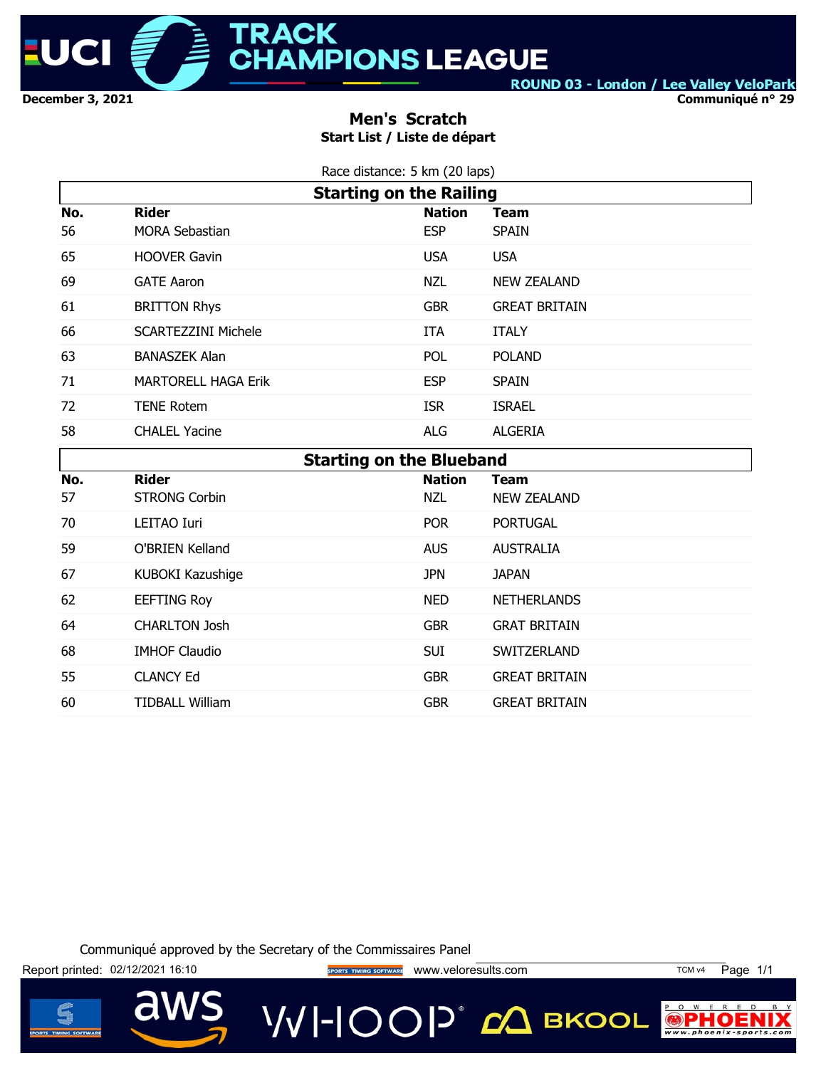December 3, 2021

Communiqué n° 29

## Men's Scratch

### Start List / Liste de départ

Race distance: 5 km (20 laps)

**Starting on the Railing**

| No. | Rider | Nation | Team |
|---|---|---|---|
| 56 | MORA Sebastian | ESP | SPAIN |
| 65 | HOOVER Gavin | USA | USA |
| 69 | GATE Aaron | NZL | NEW ZEALAND |
| 61 | BRITTON Rhys | GBR | GREAT BRITAIN |
| 66 | SCARTEZZINI Michele | ITA | ITALY |
| 63 | BANASZEK Alan | POL | POLAND |
| 71 | MARTORELL HAGA Erik | ESP | SPAIN |
| 72 | TENE Rotem | ISR | ISRAEL |
| 58 | CHALEL Yacine | ALG | ALGERIA |

**Starting on the Blueband**

| No. | Rider | Nation | Team |
|---|---|---|---|
| 57 | STRONG Corbin | NZL | NEW ZEALAND |
| 70 | LEITAO Iuri | POR | PORTUGAL |
| 59 | O'BRIEN Kelland | AUS | AUSTRALIA |
| 67 | KUBOKI Kazushige | JPN | JAPAN |
| 62 | EEFTING Roy | NED | NETHERLANDS |
| 64 | CHARLTON Josh | GBR | GRAT BRITAIN |
| 68 | IMHOF Claudio | SUI | SWITZERLAND |
| 55 | CLANCY Ed | GBR | GREAT BRITAIN |
| 60 | TIDBALL William | GBR | GREAT BRITAIN |

Communiqué approved by the Secretary of the Commissaires Panel

Report printed: 02/12/2021 16:10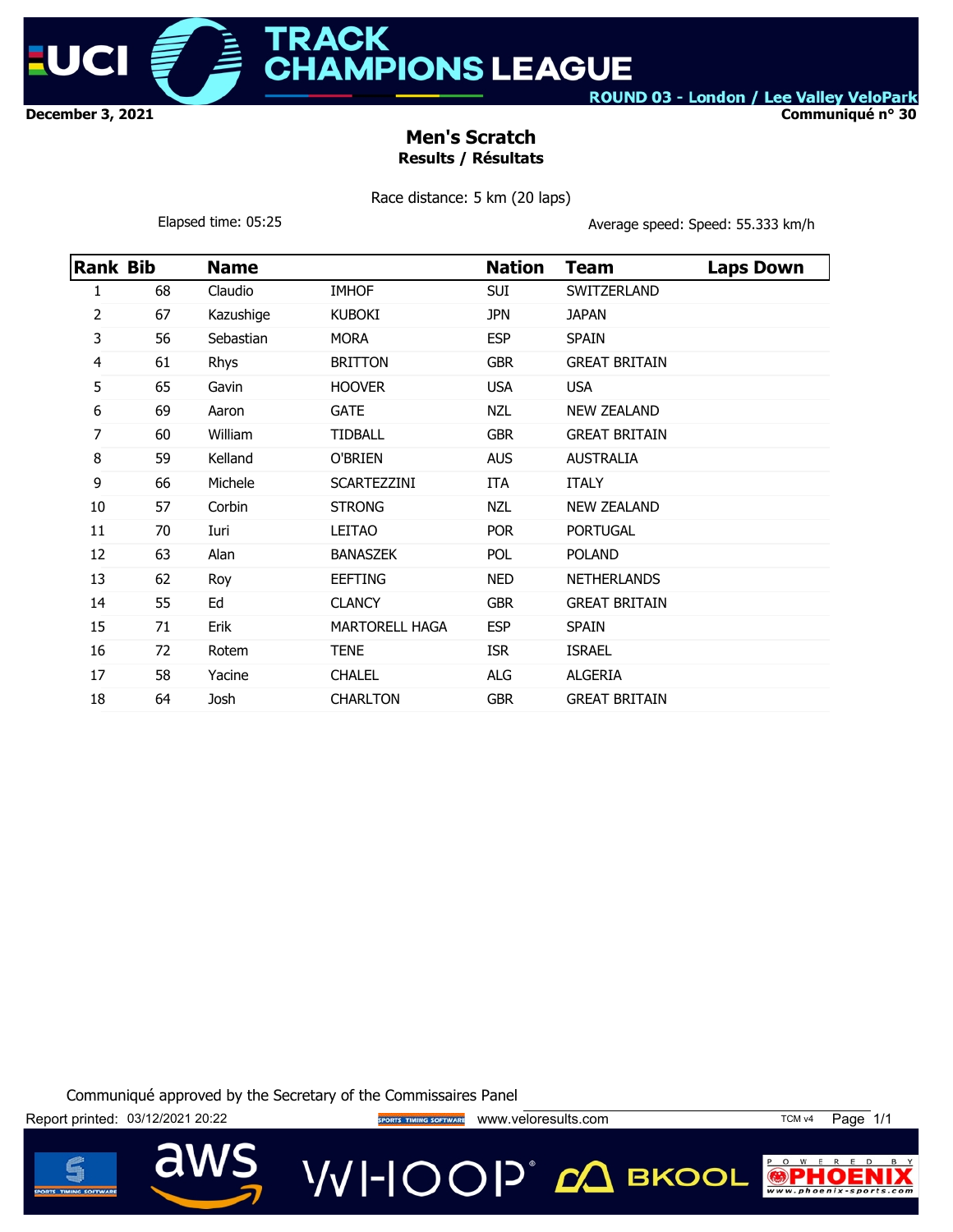December 3, 2021

Communiqué n° 30

ROUND 03 - London / Lee Valley VeloPark

## Men's Scratch

### Results / Résultats

Race distance: 5 km (20 laps)

Elapsed time: 05:25

Average speed: Speed: 55.333 km/h

| Rank | Bib | Name | | Nation | Team | Laps Down |
|---|---|---|---|---|---|---|
| 1 | 68 | Claudio | IMHOF | SUI | SWITZERLAND | |
| 2 | 67 | Kazushige | KUBOKI | JPN | JAPAN | |
| 3 | 56 | Sebastian | MORA | ESP | SPAIN | |
| 4 | 61 | Rhys | BRITTON | GBR | GREAT BRITAIN | |
| 5 | 65 | Gavin | HOOVER | USA | USA | |
| 6 | 69 | Aaron | GATE | NZL | NEW ZEALAND | |
| 7 | 60 | William | TIDBALL | GBR | GREAT BRITAIN | |
| 8 | 59 | Kelland | O'BRIEN | AUS | AUSTRALIA | |
| 9 | 66 | Michele | SCARTEZZINI | ITA | ITALY | |
| 10 | 57 | Corbin | STRONG | NZL | NEW ZEALAND | |
| 11 | 70 | Iuri | LEITAO | POR | PORTUGAL | |
| 12 | 63 | Alan | BANASZEK | POL | POLAND | |
| 13 | 62 | Roy | EEFTING | NED | NETHERLANDS | |
| 14 | 55 | Ed | CLANCY | GBR | GREAT BRITAIN | |
| 15 | 71 | Erik | MARTORELL HAGA | ESP | SPAIN | |
| 16 | 72 | Rotem | TENE | ISR | ISRAEL | |
| 17 | 58 | Yacine | CHALEL | ALG | ALGERIA | |
| 18 | 64 | Josh | CHARLTON | GBR | GREAT BRITAIN | |

Communiqué approved by the Secretary of the Commissaires Panel

Report printed: 03/12/2021 20:22

www.veloresults.com

TCM v4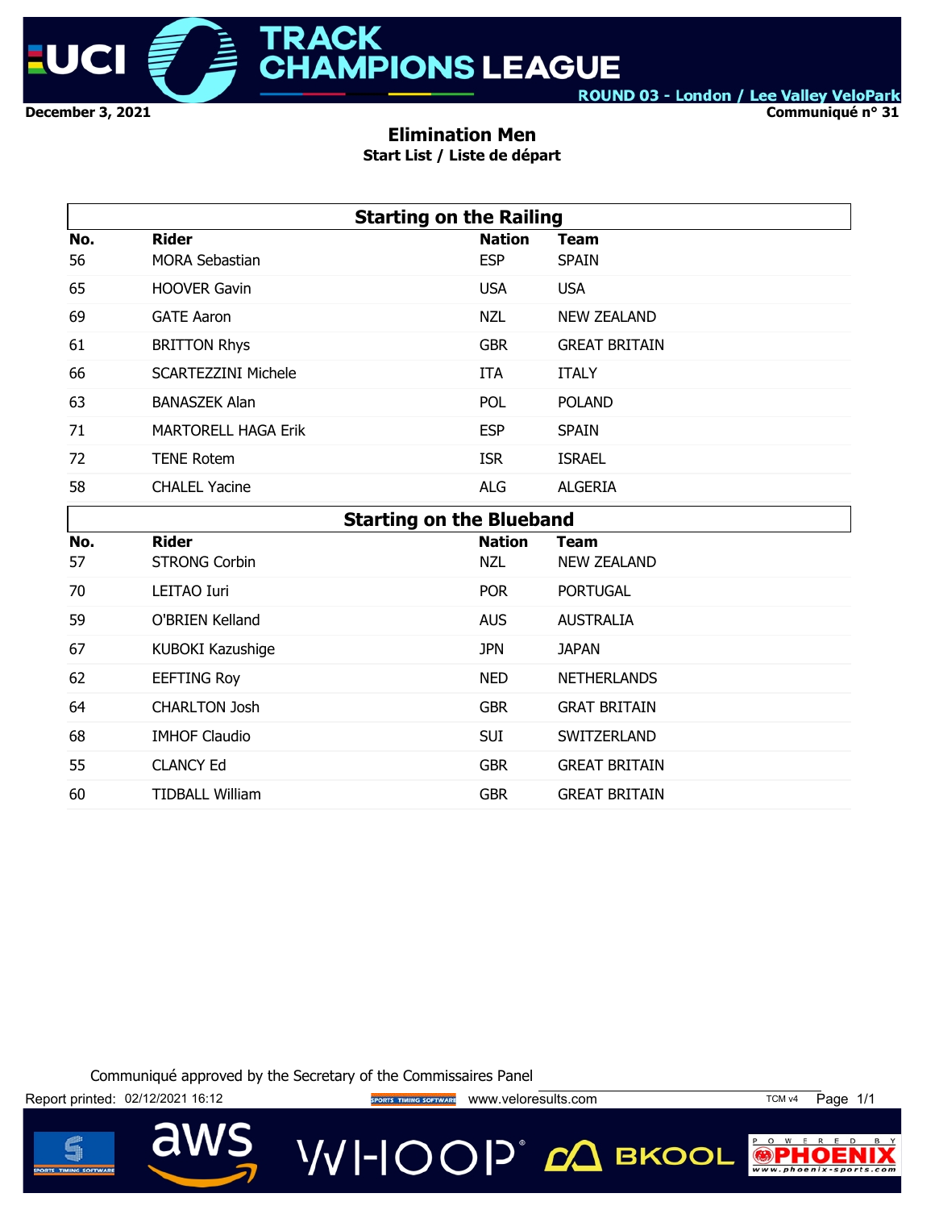December 3, 2021

ROUND 03 - London / Lee Valley VeloPark

Communiqué n° 31

## Elimination Men

### Start List / Liste de départ

| Starting on the Railing | | | |
|---|---|---|---|
| **No.** | **Rider** | **Nation** | **Team** |
| 56 | MORA Sebastian | ESP | SPAIN |
| 65 | HOOVER Gavin | USA | USA |
| 69 | GATE Aaron | NZL | NEW ZEALAND |
| 61 | BRITTON Rhys | GBR | GREAT BRITAIN |
| 66 | SCARTEZZINI Michele | ITA | ITALY |
| 63 | BANASZEK Alan | POL | POLAND |
| 71 | MARTORELL HAGA Erik | ESP | SPAIN |
| 72 | TENE Rotem | ISR | ISRAEL |
| 58 | CHALEL Yacine | ALG | ALGERIA |

| Starting on the Blueband | | | |
|---|---|---|---|
| **No.** | **Rider** | **Nation** | **Team** |
| 57 | STRONG Corbin | NZL | NEW ZEALAND |
| 70 | LEITAO Iuri | POR | PORTUGAL |
| 59 | O'BRIEN Kelland | AUS | AUSTRALIA |
| 67 | KUBOKI Kazushige | JPN | JAPAN |
| 62 | EEFTING Roy | NED | NETHERLANDS |
| 64 | CHARLTON Josh | GBR | GRAT BRITAIN |
| 68 | IMHOF Claudio | SUI | SWITZERLAND |
| 55 | CLANCY Ed | GBR | GREAT BRITAIN |
| 60 | TIDBALL William | GBR | GREAT BRITAIN |

Communiqué approved by the Secretary of the Commissaires Panel

Report printed: 02/12/2021 16:12 www.veloresults.com TCM v4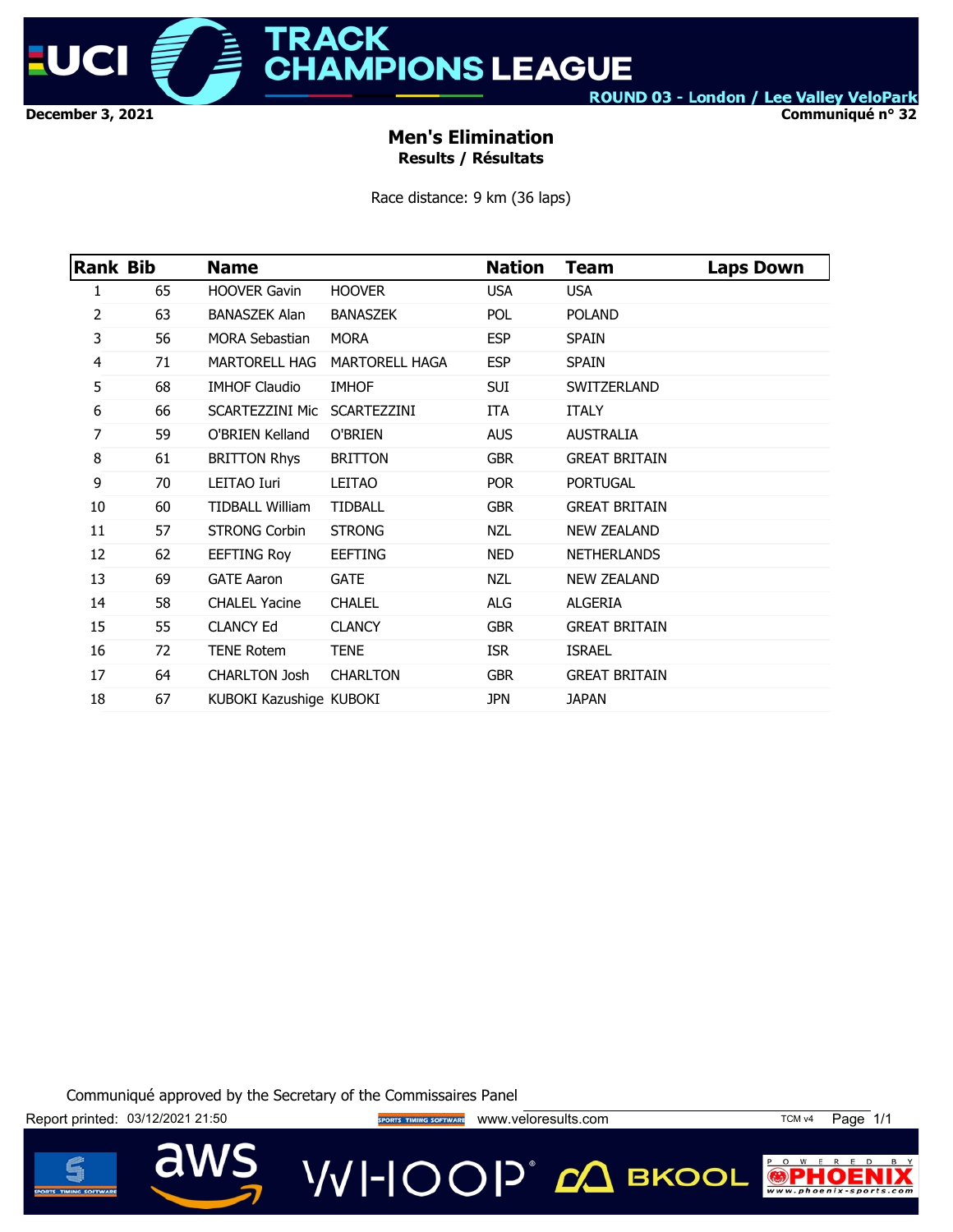December 3, 2021

Communiqué n° 32

## Men's Elimination

### Results / Résultats

Race distance: 9 km (36 laps)

| Rank | Bib | Name | | Nation | Team | Laps Down |
|---|---|---|---|---|---|---|
| 1 | 65 | HOOVER Gavin | HOOVER | USA | USA | |
| 2 | 63 | BANASZEK Alan | BANASZEK | POL | POLAND | |
| 3 | 56 | MORA Sebastian | MORA | ESP | SPAIN | |
| 4 | 71 | MARTORELL HAG | MARTORELL HAGA | ESP | SPAIN | |
| 5 | 68 | IMHOF Claudio | IMHOF | SUI | SWITZERLAND | |
| 6 | 66 | SCARTEZZINI Mic | SCARTEZZINI | ITA | ITALY | |
| 7 | 59 | O'BRIEN Kelland | O'BRIEN | AUS | AUSTRALIA | |
| 8 | 61 | BRITTON Rhys | BRITTON | GBR | GREAT BRITAIN | |
| 9 | 70 | LEITAO Iuri | LEITAO | POR | PORTUGAL | |
| 10 | 60 | TIDBALL William | TIDBALL | GBR | GREAT BRITAIN | |
| 11 | 57 | STRONG Corbin | STRONG | NZL | NEW ZEALAND | |
| 12 | 62 | EEFTING Roy | EEFTING | NED | NETHERLANDS | |
| 13 | 69 | GATE Aaron | GATE | NZL | NEW ZEALAND | |
| 14 | 58 | CHALEL Yacine | CHALEL | ALG | ALGERIA | |
| 15 | 55 | CLANCY Ed | CLANCY | GBR | GREAT BRITAIN | |
| 16 | 72 | TENE Rotem | TENE | ISR | ISRAEL | |
| 17 | 64 | CHARLTON Josh | CHARLTON | GBR | GREAT BRITAIN | |
| 18 | 67 | KUBOKI Kazushige | KUBOKI | JPN | JAPAN | |

Communiqué approved by the Secretary of the Commissaires Panel

Report printed: 03/12/2021 21:50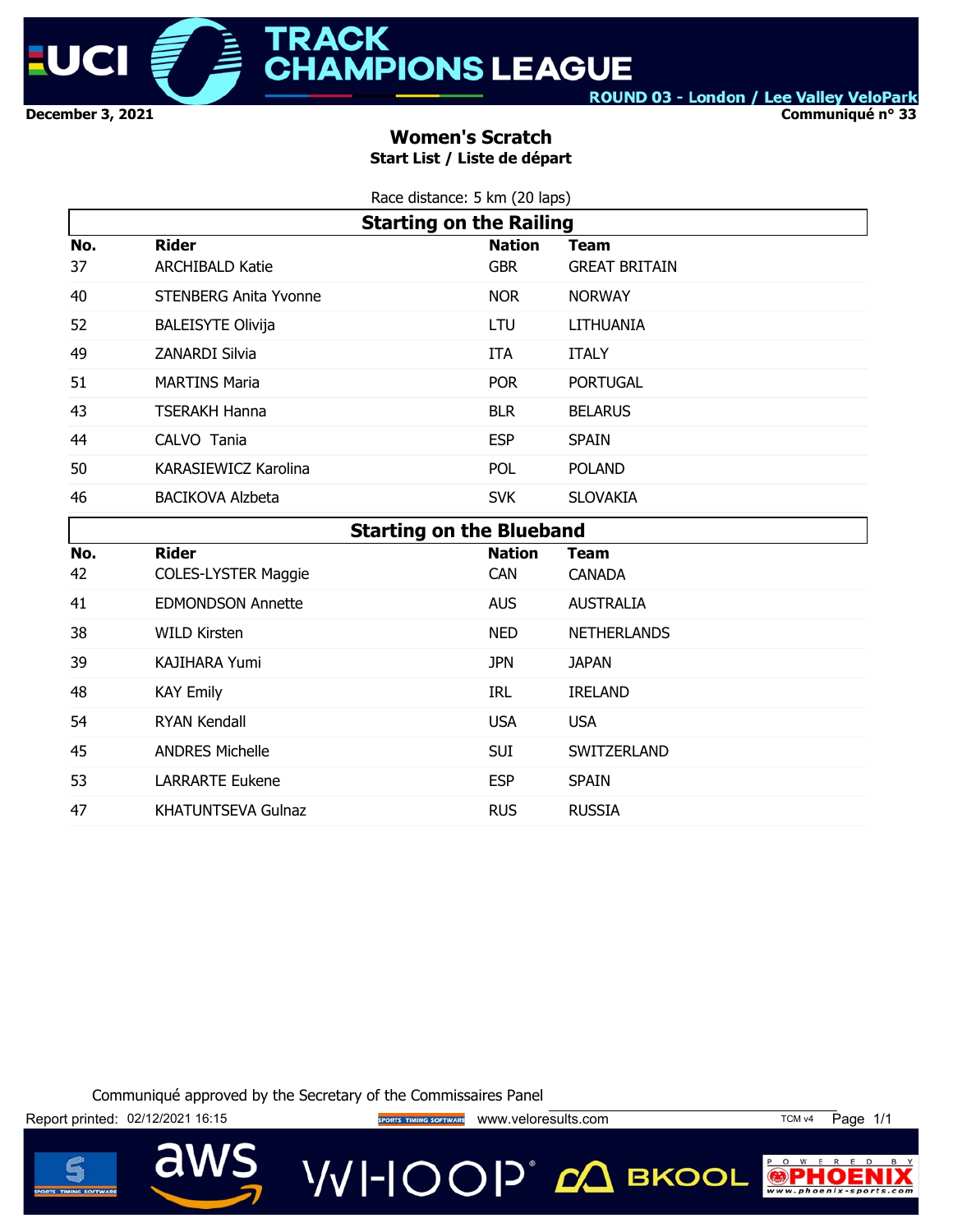UCI TRACK CHAMPIONS LEAGUE

ROUND 03 - London / Lee Valley VeloPark

December 3, 2021

Communiqué n° 33

# Women's Scratch

## Start List / Liste de départ

Race distance: 5 km (20 laps)

### Starting on the Railing

| No. | Rider | Nation | Team |
|---|---|---|---|
| 37 | ARCHIBALD Katie | GBR | GREAT BRITAIN |
| 40 | STENBERG Anita Yvonne | NOR | NORWAY |
| 52 | BALEISYTE Olivija | LTU | LITHUANIA |
| 49 | ZANARDI Silvia | ITA | ITALY |
| 51 | MARTINS Maria | POR | PORTUGAL |
| 43 | TSERAKH Hanna | BLR | BELARUS |
| 44 | CALVO Tania | ESP | SPAIN |
| 50 | KARASIEWICZ Karolina | POL | POLAND |
| 46 | BACIKOVA Alzbeta | SVK | SLOVAKIA |

### Starting on the Blueband

| No. | Rider | Nation | Team |
|---|---|---|---|
| 42 | COLES-LYSTER Maggie | CAN | CANADA |
| 41 | EDMONDSON Annette | AUS | AUSTRALIA |
| 38 | WILD Kirsten | NED | NETHERLANDS |
| 39 | KAJIHARA Yumi | JPN | JAPAN |
| 48 | KAY Emily | IRL | IRELAND |
| 54 | RYAN Kendall | USA | USA |
| 45 | ANDRES Michelle | SUI | SWITZERLAND |
| 53 | LARRARTE Eukene | ESP | SPAIN |
| 47 | KHATUNTSEVA Gulnaz | RUS | RUSSIA |

Communiqué approved by the Secretary of the Commissaires Panel

Report printed: 02/12/2021 16:15 www.veloresults.com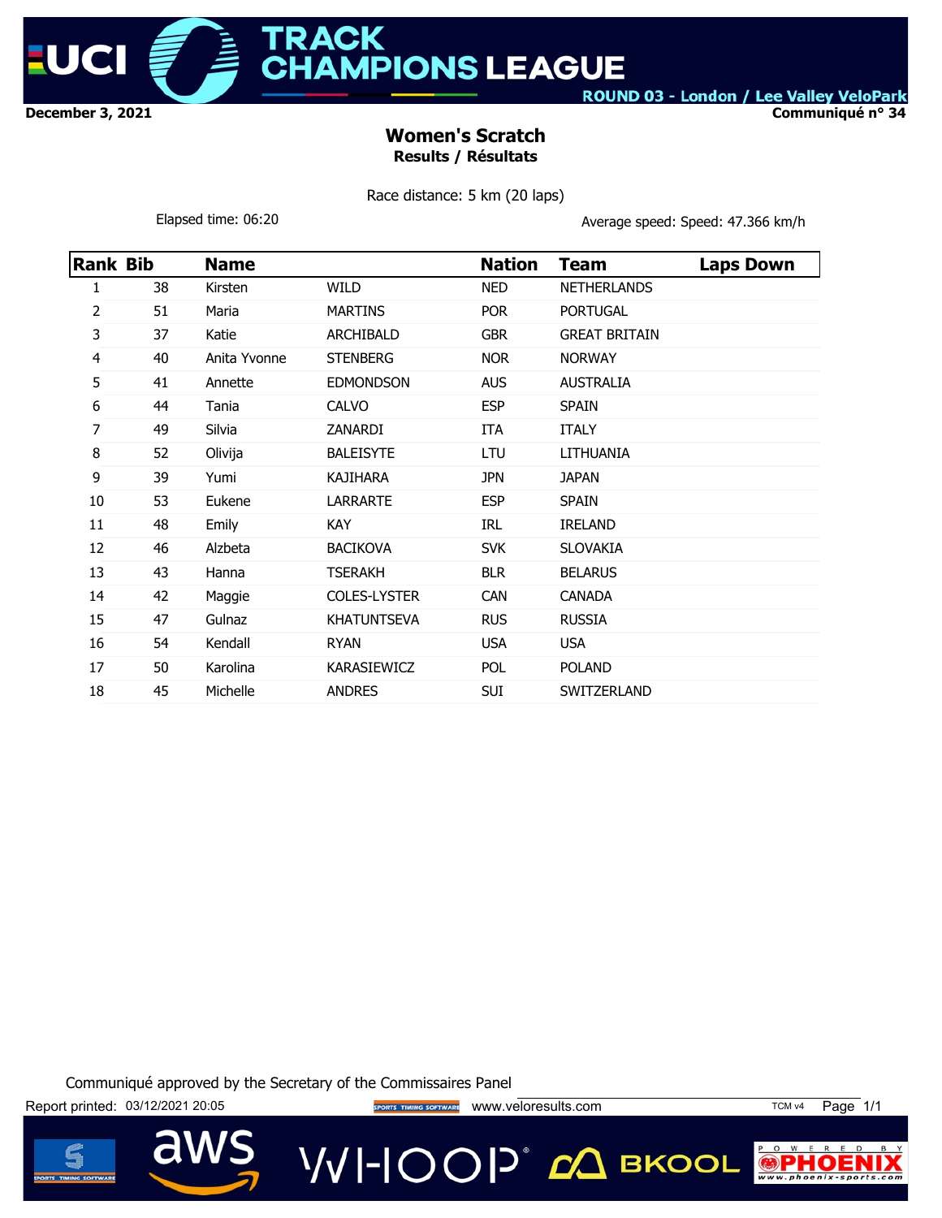December 3, 2021

ROUND 03 - London / Lee Valley VeloPark

Communiqué n° 34

# Women's Scratch
## Results / Résultats

Race distance: 5 km (20 laps)

Elapsed time: 06:20

Average speed: Speed: 47.366 km/h

| Rank | Bib | Name | | Nation | Team | Laps Down |
|---|---|---|---|---|---|---|
| 1 | 38 | Kirsten | WILD | NED | NETHERLANDS | |
| 2 | 51 | Maria | MARTINS | POR | PORTUGAL | |
| 3 | 37 | Katie | ARCHIBALD | GBR | GREAT BRITAIN | |
| 4 | 40 | Anita Yvonne | STENBERG | NOR | NORWAY | |
| 5 | 41 | Annette | EDMONDSON | AUS | AUSTRALIA | |
| 6 | 44 | Tania | CALVO | ESP | SPAIN | |
| 7 | 49 | Silvia | ZANARDI | ITA | ITALY | |
| 8 | 52 | Olivija | BALEISYTE | LTU | LITHUANIA | |
| 9 | 39 | Yumi | KAJIHARA | JPN | JAPAN | |
| 10 | 53 | Eukene | LARRARTE | ESP | SPAIN | |
| 11 | 48 | Emily | KAY | IRL | IRELAND | |
| 12 | 46 | Alzbeta | BACIKOVA | SVK | SLOVAKIA | |
| 13 | 43 | Hanna | TSERAKH | BLR | BELARUS | |
| 14 | 42 | Maggie | COLES-LYSTER | CAN | CANADA | |
| 15 | 47 | Gulnaz | KHATUNTSEVA | RUS | RUSSIA | |
| 16 | 54 | Kendall | RYAN | USA | USA | |
| 17 | 50 | Karolina | KARASIEWICZ | POL | POLAND | |
| 18 | 45 | Michelle | ANDRES | SUI | SWITZERLAND | |

Communiqué approved by the Secretary of the Commissaires Panel

Report printed: 03/12/2021 20:05

www.veloresults.com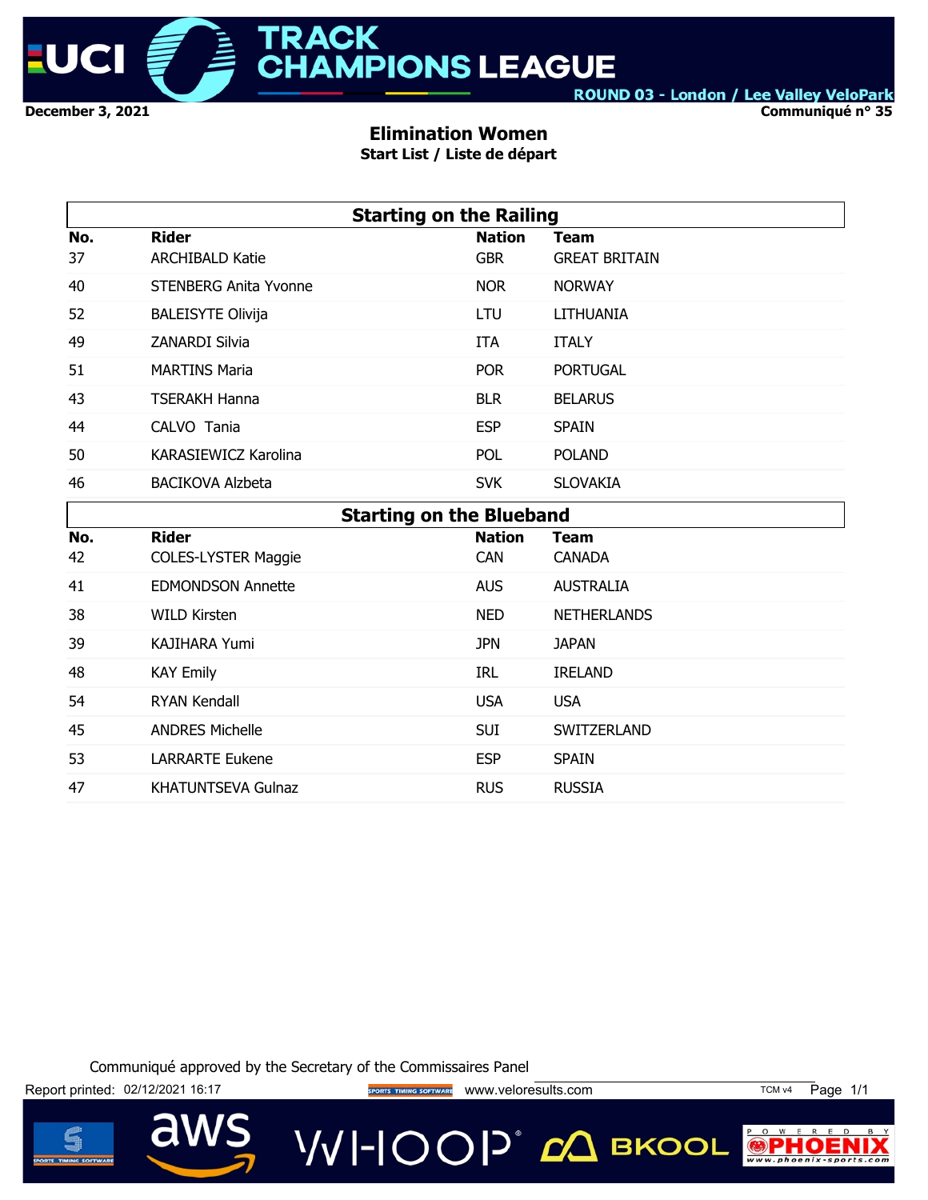UCI TRACK CHAMPIONS LEAGUE

ROUND 03 - London / Lee Valley VeloPark

December 3, 2021

Communiqué n° 35

# Elimination Women

## Start List / Liste de départ

| Starting on the Railing | | | |
|---|---|---|---|
| **No.** | **Rider** | **Nation** | **Team** |
| 37 | ARCHIBALD Katie | GBR | GREAT BRITAIN |
| 40 | STENBERG Anita Yvonne | NOR | NORWAY |
| 52 | BALEISYTE Olivija | LTU | LITHUANIA |
| 49 | ZANARDI Silvia | ITA | ITALY |
| 51 | MARTINS Maria | POR | PORTUGAL |
| 43 | TSERAKH Hanna | BLR | BELARUS |
| 44 | CALVO Tania | ESP | SPAIN |
| 50 | KARASIEWICZ Karolina | POL | POLAND |
| 46 | BACIKOVA Alzbeta | SVK | SLOVAKIA |

| Starting on the Blueband | | | |
|---|---|---|---|
| **No.** | **Rider** | **Nation** | **Team** |
| 42 | COLES-LYSTER Maggie | CAN | CANADA |
| 41 | EDMONDSON Annette | AUS | AUSTRALIA |
| 38 | WILD Kirsten | NED | NETHERLANDS |
| 39 | KAJIHARA Yumi | JPN | JAPAN |
| 48 | KAY Emily | IRL | IRELAND |
| 54 | RYAN Kendall | USA | USA |
| 45 | ANDRES Michelle | SUI | SWITZERLAND |
| 53 | LARRARTE Eukene | ESP | SPAIN |
| 47 | KHATUNTSEVA Gulnaz | RUS | RUSSIA |

Communiqué approved by the Secretary of the Commissaires Panel

Report printed: 02/12/2021 16:17 www.veloresults.com TCM v4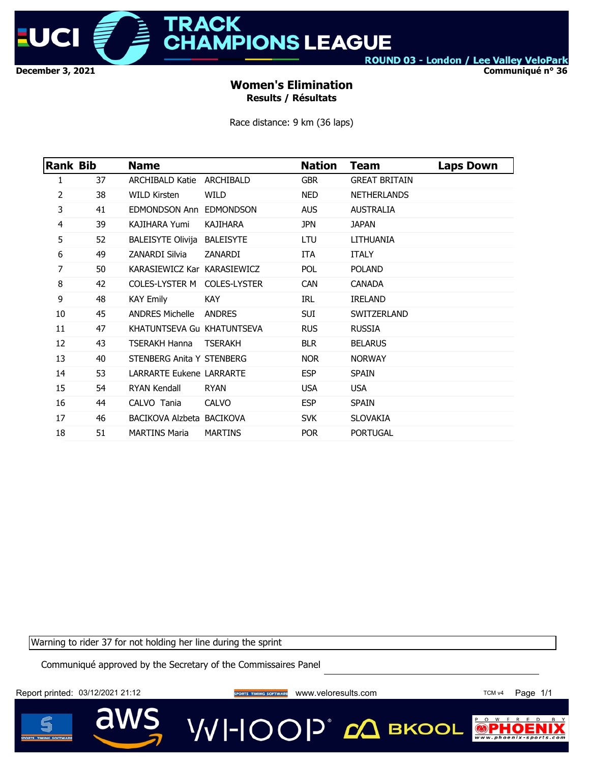December 3, 2021

ROUND 03 - London / Lee Valley VeloPark

Communiqué n° 36

## Women's Elimination
### Results / Résultats

Race distance: 9 km (36 laps)

| Rank | Bib | Name | | Nation | Team | Laps Down |
|---|---|---|---|---|---|---|
| 1 | 37 | ARCHIBALD Katie | ARCHIBALD | GBR | GREAT BRITAIN | |
| 2 | 38 | WILD Kirsten | WILD | NED | NETHERLANDS | |
| 3 | 41 | EDMONDSON Ann | EDMONDSON | AUS | AUSTRALIA | |
| 4 | 39 | KAJIHARA Yumi | KAJIHARA | JPN | JAPAN | |
| 5 | 52 | BALEISYTE Olivija | BALEISYTE | LTU | LITHUANIA | |
| 6 | 49 | ZANARDI Silvia | ZANARDI | ITA | ITALY | |
| 7 | 50 | KARASIEWICZ Kar | KARASIEWICZ | POL | POLAND | |
| 8 | 42 | COLES-LYSTER M | COLES-LYSTER | CAN | CANADA | |
| 9 | 48 | KAY Emily | KAY | IRL | IRELAND | |
| 10 | 45 | ANDRES Michelle | ANDRES | SUI | SWITZERLAND | |
| 11 | 47 | KHATUNTSEVA Gu | KHATUNTSEVA | RUS | RUSSIA | |
| 12 | 43 | TSERAKH Hanna | TSERAKH | BLR | BELARUS | |
| 13 | 40 | STENBERG Anita Y | STENBERG | NOR | NORWAY | |
| 14 | 53 | LARRARTE Eukene | LARRARTE | ESP | SPAIN | |
| 15 | 54 | RYAN Kendall | RYAN | USA | USA | |
| 16 | 44 | CALVO Tania | CALVO | ESP | SPAIN | |
| 17 | 46 | BACIKOVA Alzbeta | BACIKOVA | SVK | SLOVAKIA | |
| 18 | 51 | MARTINS Maria | MARTINS | POR | PORTUGAL | |

Warning to rider 37 for not holding her line during the sprint

Communiqué approved by the Secretary of the Commissaires Panel

Report printed: 03/12/2021 21:12 www.veloresults.com TCM v4